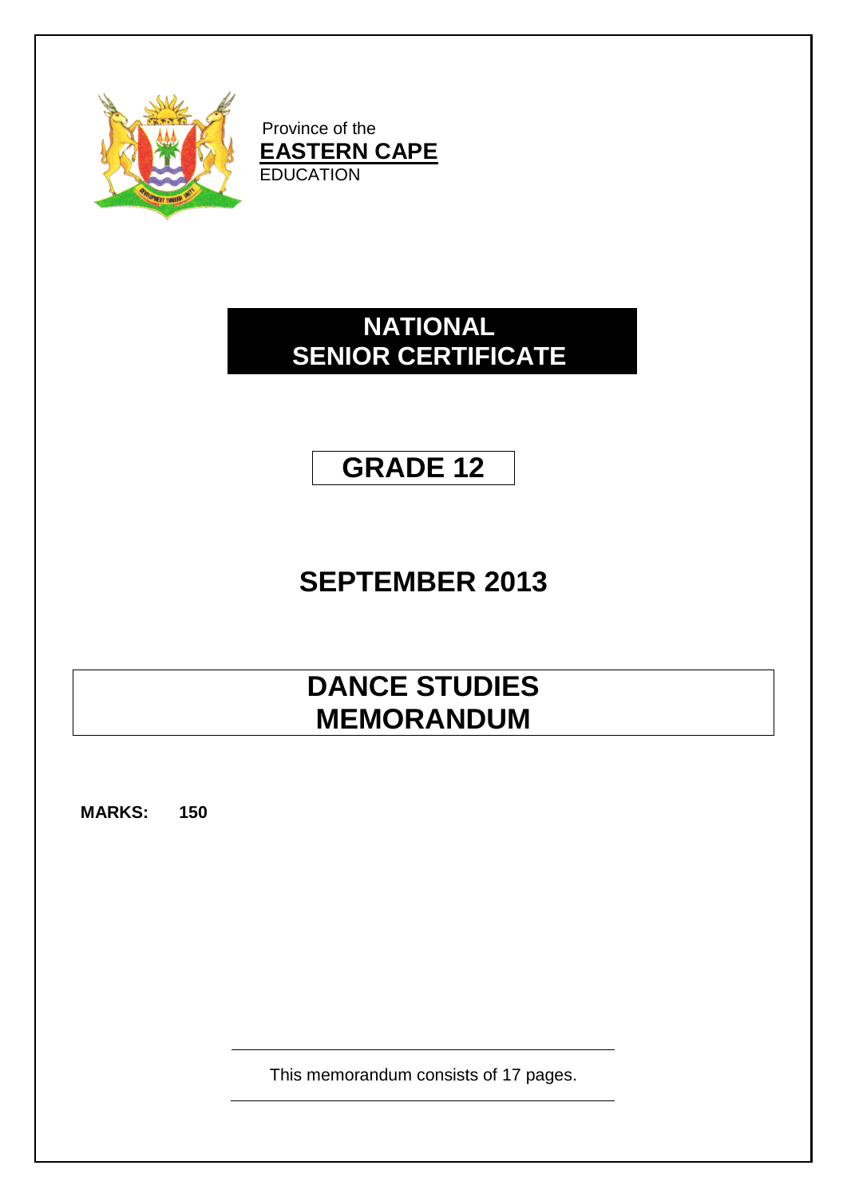Province of the
**EASTERN CAPE**
EDUCATION

# NATIONAL SENIOR CERTIFICATE

# GRADE 12

# SEPTEMBER 2013

# DANCE STUDIES MEMORANDUM

**MARKS: 150**

This memorandum consists of 17 pages.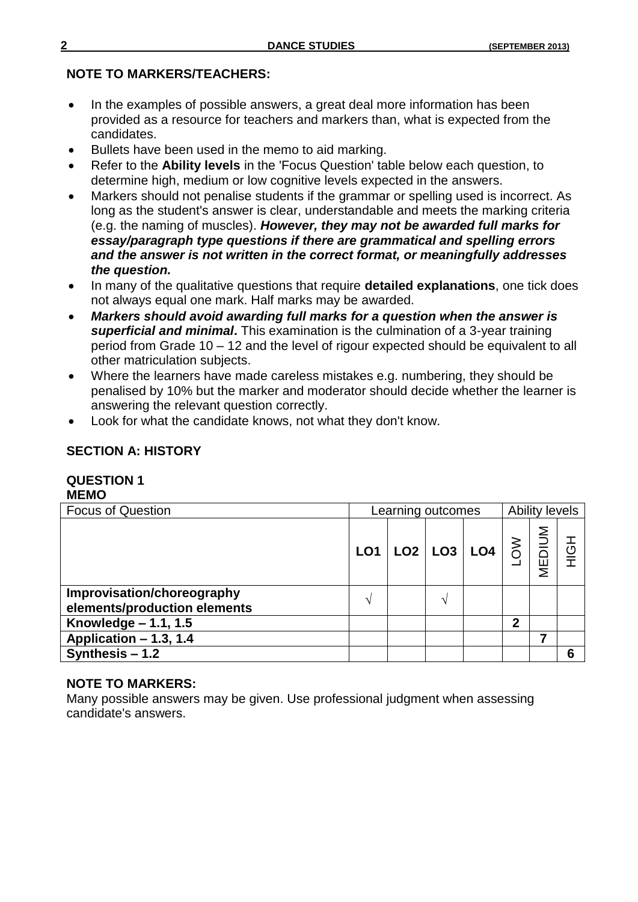**NOTE TO MARKERS/TEACHERS:**

- In the examples of possible answers, a great deal more information has been provided as a resource for teachers and markers than, what is expected from the candidates.
- Bullets have been used in the memo to aid marking.
- Refer to the **Ability levels** in the 'Focus Question' table below each question, to determine high, medium or low cognitive levels expected in the answers.
- Markers should not penalise students if the grammar or spelling used is incorrect. As long as the student's answer is clear, understandable and meets the marking criteria (e.g. the naming of muscles). ***However, they may not be awarded full marks for essay/paragraph type questions if there are grammatical and spelling errors and the answer is not written in the correct format, or meaningfully addresses the question.***
- In many of the qualitative questions that require **detailed explanations**, one tick does not always equal one mark. Half marks may be awarded.
- ***Markers should avoid awarding full marks for a question when the answer is superficial and minimal*.** This examination is the culmination of a 3-year training period from Grade 10 – 12 and the level of rigour expected should be equivalent to all other matriculation subjects.
- Where the learners have made careless mistakes e.g. numbering, they should be penalised by 10% but the marker and moderator should decide whether the learner is answering the relevant question correctly.
- Look for what the candidate knows, not what they don't know.

## SECTION A: HISTORY

### QUESTION 1
**MEMO**

| Focus of Question | Learning outcomes | | | | Ability levels | | |
|---|---|---|---|---|---|---|---|
| | **LO1** | **LO2** | **LO3** | **LO4** | LOW | MEDIUM | HIGH |
| **Improvisation/choreography elements/production elements** | √ | | √ | | | | |
| **Knowledge – 1.1, 1.5** | | | | | **2** | | |
| **Application – 1.3, 1.4** | | | | | | **7** | |
| **Synthesis – 1.2** | | | | | | | **6** |

**NOTE TO MARKERS:**
Many possible answers may be given. Use professional judgment when assessing candidate's answers.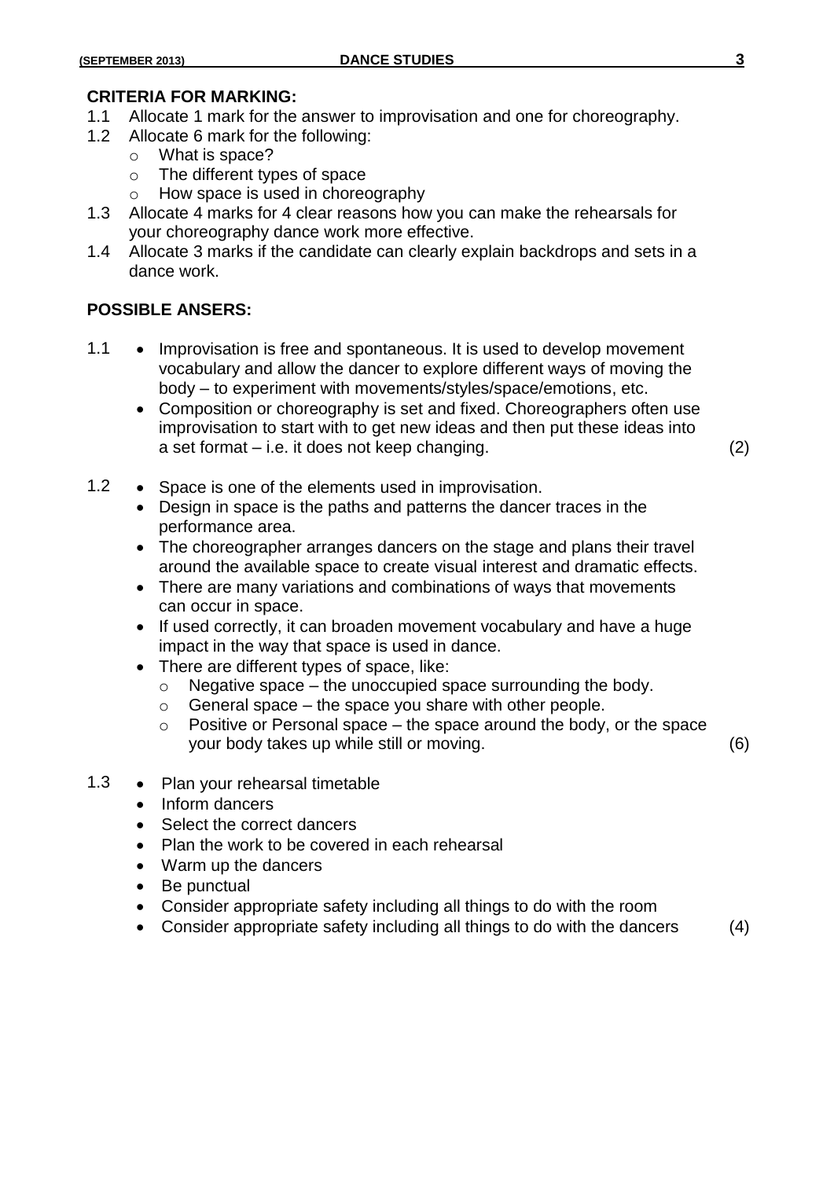**CRITERIA FOR MARKING:**

1.1 Allocate 1 mark for the answer to improvisation and one for choreography.

1.2 Allocate 6 mark for the following:
- What is space?
- The different types of space
- How space is used in choreography

1.3 Allocate 4 marks for 4 clear reasons how you can make the rehearsals for your choreography dance work more effective.

1.4 Allocate 3 marks if the candidate can clearly explain backdrops and sets in a dance work.

**POSSIBLE ANSERS:**

1.1
- Improvisation is free and spontaneous. It is used to develop movement vocabulary and allow the dancer to explore different ways of moving the body – to experiment with movements/styles/space/emotions, etc.
- Composition or choreography is set and fixed. Choreographers often use improvisation to start with to get new ideas and then put these ideas into a set format – i.e. it does not keep changing. (2)

1.2
- Space is one of the elements used in improvisation.
- Design in space is the paths and patterns the dancer traces in the performance area.
- The choreographer arranges dancers on the stage and plans their travel around the available space to create visual interest and dramatic effects.
- There are many variations and combinations of ways that movements can occur in space.
- If used correctly, it can broaden movement vocabulary and have a huge impact in the way that space is used in dance.
- There are different types of space, like:
  - Negative space – the unoccupied space surrounding the body.
  - General space – the space you share with other people.
  - Positive or Personal space – the space around the body, or the space your body takes up while still or moving. (6)

1.3
- Plan your rehearsal timetable
- Inform dancers
- Select the correct dancers
- Plan the work to be covered in each rehearsal
- Warm up the dancers
- Be punctual
- Consider appropriate safety including all things to do with the room
- Consider appropriate safety including all things to do with the dancers (4)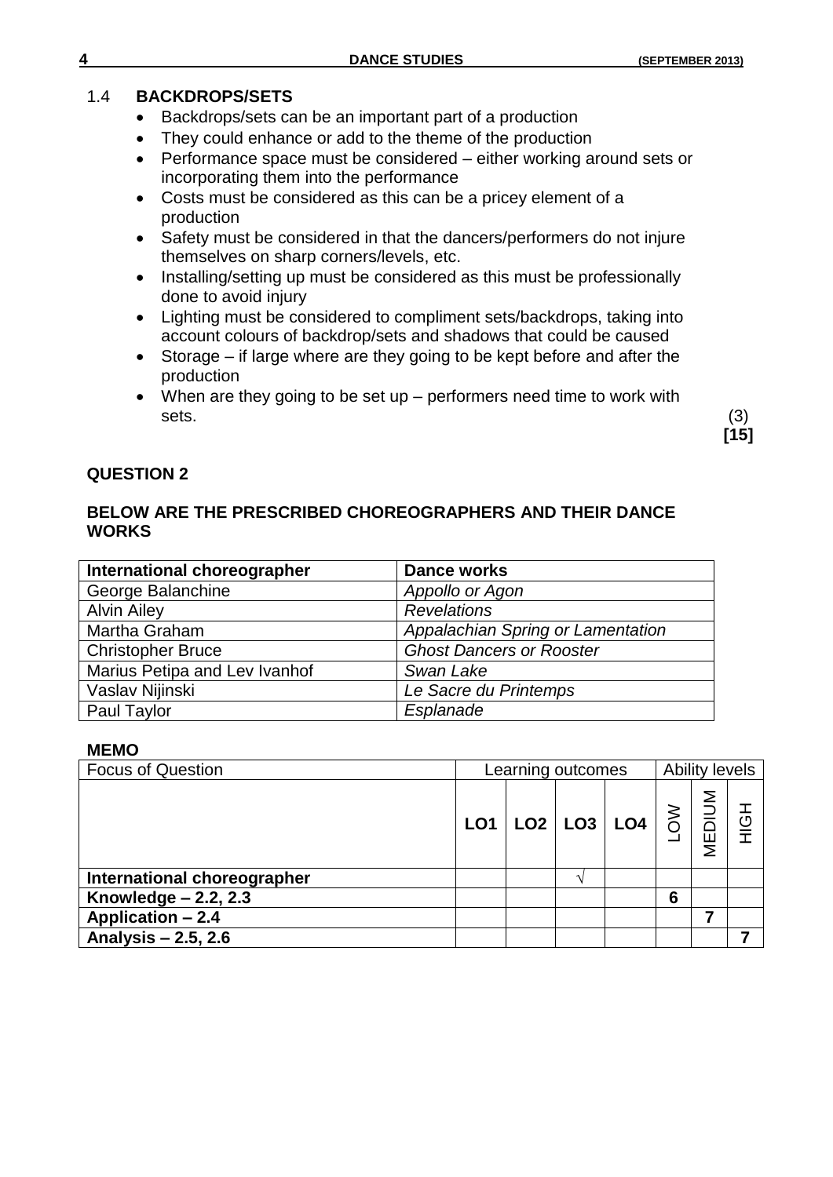1.4 **BACKDROPS/SETS**

- Backdrops/sets can be an important part of a production
- They could enhance or add to the theme of the production
- Performance space must be considered – either working around sets or incorporating them into the performance
- Costs must be considered as this can be a pricey element of a production
- Safety must be considered in that the dancers/performers do not injure themselves on sharp corners/levels, etc.
- Installing/setting up must be considered as this must be professionally done to avoid injury
- Lighting must be considered to compliment sets/backdrops, taking into account colours of backdrop/sets and shadows that could be caused
- Storage – if large where are they going to be kept before and after the production
- When are they going to be set up – performers need time to work with sets. (3)

**[15]**

## QUESTION 2

**BELOW ARE THE PRESCRIBED CHOREOGRAPHERS AND THEIR DANCE WORKS**

| International choreographer | Dance works |
|---|---|
| George Balanchine | *Appollo or Agon* |
| Alvin Ailey | *Revelations* |
| Martha Graham | *Appalachian Spring or Lamentation* |
| Christopher Bruce | *Ghost Dancers or Rooster* |
| Marius Petipa and Lev Ivanhof | *Swan Lake* |
| Vaslav Nijinski | *Le Sacre du Printemps* |
| Paul Taylor | *Esplanade* |

**MEMO**

| Focus of Question | Learning outcomes | | | | Ability levels | | |
|---|---|---|---|---|---|---|---|
| | **LO1** | **LO2** | **LO3** | **LO4** | LOW | MEDIUM | HIGH |
| **International choreographer** | | | √ | | | | |
| **Knowledge – 2.2, 2.3** | | | | | **6** | | |
| **Application – 2.4** | | | | | | **7** | |
| **Analysis – 2.5, 2.6** | | | | | | | **7** |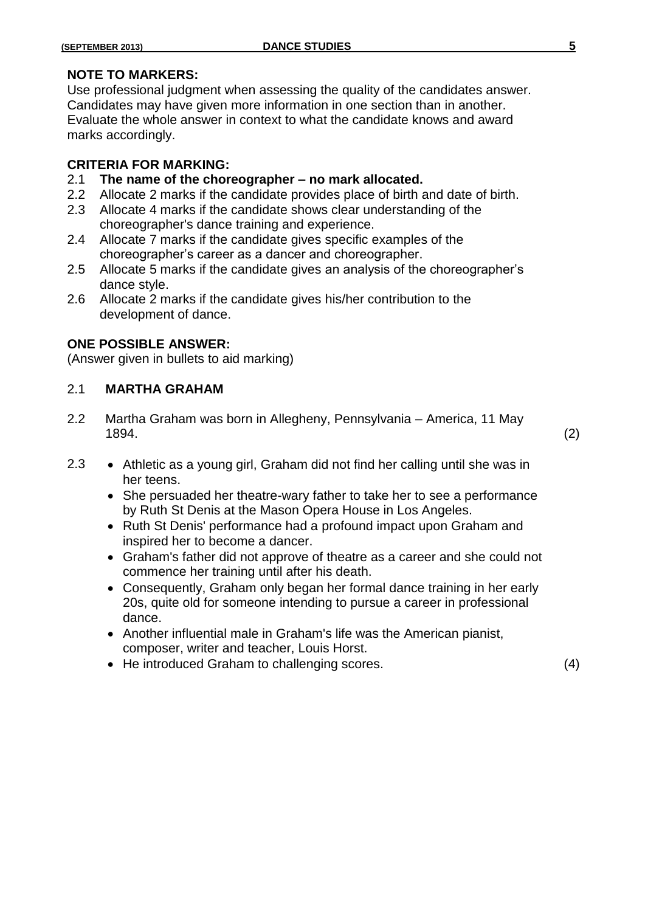**NOTE TO MARKERS:**
Use professional judgment when assessing the quality of the candidates answer. Candidates may have given more information in one section than in another. Evaluate the whole answer in context to what the candidate knows and award marks accordingly.

**CRITERIA FOR MARKING:**

2.1 **The name of the choreographer – no mark allocated.**
2.2 Allocate 2 marks if the candidate provides place of birth and date of birth.
2.3 Allocate 4 marks if the candidate shows clear understanding of the choreographer's dance training and experience.
2.4 Allocate 7 marks if the candidate gives specific examples of the choreographer's career as a dancer and choreographer.
2.5 Allocate 5 marks if the candidate gives an analysis of the choreographer's dance style.
2.6 Allocate 2 marks if the candidate gives his/her contribution to the development of dance.

**ONE POSSIBLE ANSWER:**
(Answer given in bullets to aid marking)

2.1 **MARTHA GRAHAM**

2.2 Martha Graham was born in Allegheny, Pennsylvania – America, 11 May 1894. (2)

2.3
- Athletic as a young girl, Graham did not find her calling until she was in her teens.
- She persuaded her theatre-wary father to take her to see a performance by Ruth St Denis at the Mason Opera House in Los Angeles.
- Ruth St Denis' performance had a profound impact upon Graham and inspired her to become a dancer.
- Graham's father did not approve of theatre as a career and she could not commence her training until after his death.
- Consequently, Graham only began her formal dance training in her early 20s, quite old for someone intending to pursue a career in professional dance.
- Another influential male in Graham's life was the American pianist, composer, writer and teacher, Louis Horst.
- He introduced Graham to challenging scores. (4)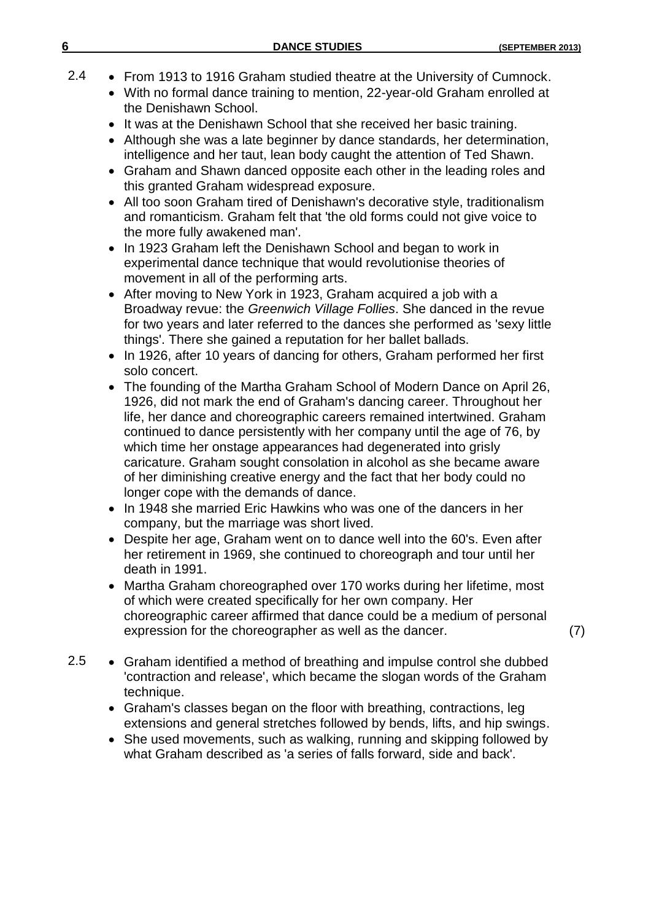2.4

- From 1913 to 1916 Graham studied theatre at the University of Cumnock.
- With no formal dance training to mention, 22-year-old Graham enrolled at the Denishawn School.
- It was at the Denishawn School that she received her basic training.
- Although she was a late beginner by dance standards, her determination, intelligence and her taut, lean body caught the attention of Ted Shawn.
- Graham and Shawn danced opposite each other in the leading roles and this granted Graham widespread exposure.
- All too soon Graham tired of Denishawn's decorative style, traditionalism and romanticism. Graham felt that 'the old forms could not give voice to the more fully awakened man'.
- In 1923 Graham left the Denishawn School and began to work in experimental dance technique that would revolutionise theories of movement in all of the performing arts.
- After moving to New York in 1923, Graham acquired a job with a Broadway revue: the *Greenwich Village Follies*. She danced in the revue for two years and later referred to the dances she performed as 'sexy little things'. There she gained a reputation for her ballet ballads.
- In 1926, after 10 years of dancing for others, Graham performed her first solo concert.
- The founding of the Martha Graham School of Modern Dance on April 26, 1926, did not mark the end of Graham's dancing career. Throughout her life, her dance and choreographic careers remained intertwined. Graham continued to dance persistently with her company until the age of 76, by which time her onstage appearances had degenerated into grisly caricature. Graham sought consolation in alcohol as she became aware of her diminishing creative energy and the fact that her body could no longer cope with the demands of dance.
- In 1948 she married Eric Hawkins who was one of the dancers in her company, but the marriage was short lived.
- Despite her age, Graham went on to dance well into the 60's. Even after her retirement in 1969, she continued to choreograph and tour until her death in 1991.
- Martha Graham choreographed over 170 works during her lifetime, most of which were created specifically for her own company. Her choreographic career affirmed that dance could be a medium of personal expression for the choreographer as well as the dancer. (7)

2.5

- Graham identified a method of breathing and impulse control she dubbed 'contraction and release', which became the slogan words of the Graham technique.
- Graham's classes began on the floor with breathing, contractions, leg extensions and general stretches followed by bends, lifts, and hip swings.
- She used movements, such as walking, running and skipping followed by what Graham described as 'a series of falls forward, side and back'.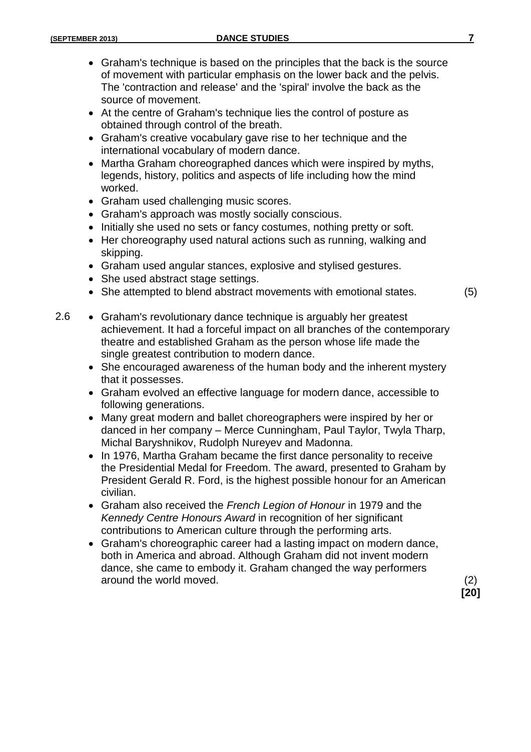- Graham's technique is based on the principles that the back is the source of movement with particular emphasis on the lower back and the pelvis. The 'contraction and release' and the 'spiral' involve the back as the source of movement.
- At the centre of Graham's technique lies the control of posture as obtained through control of the breath.
- Graham's creative vocabulary gave rise to her technique and the international vocabulary of modern dance.
- Martha Graham choreographed dances which were inspired by myths, legends, history, politics and aspects of life including how the mind worked.
- Graham used challenging music scores.
- Graham's approach was mostly socially conscious.
- Initially she used no sets or fancy costumes, nothing pretty or soft.
- Her choreography used natural actions such as running, walking and skipping.
- Graham used angular stances, explosive and stylised gestures.
- She used abstract stage settings.
- She attempted to blend abstract movements with emotional states. (5)

2.6

- Graham's revolutionary dance technique is arguably her greatest achievement. It had a forceful impact on all branches of the contemporary theatre and established Graham as the person whose life made the single greatest contribution to modern dance.
- She encouraged awareness of the human body and the inherent mystery that it possesses.
- Graham evolved an effective language for modern dance, accessible to following generations.
- Many great modern and ballet choreographers were inspired by her or danced in her company – Merce Cunningham, Paul Taylor, Twyla Tharp, Michal Baryshnikov, Rudolph Nureyev and Madonna.
- In 1976, Martha Graham became the first dance personality to receive the Presidential Medal for Freedom. The award, presented to Graham by President Gerald R. Ford, is the highest possible honour for an American civilian.
- Graham also received the *French Legion of Honour* in 1979 and the *Kennedy Centre Honours Award* in recognition of her significant contributions to American culture through the performing arts.
- Graham's choreographic career had a lasting impact on modern dance, both in America and abroad. Although Graham did not invent modern dance, she came to embody it. Graham changed the way performers around the world moved. (2)

**[20]**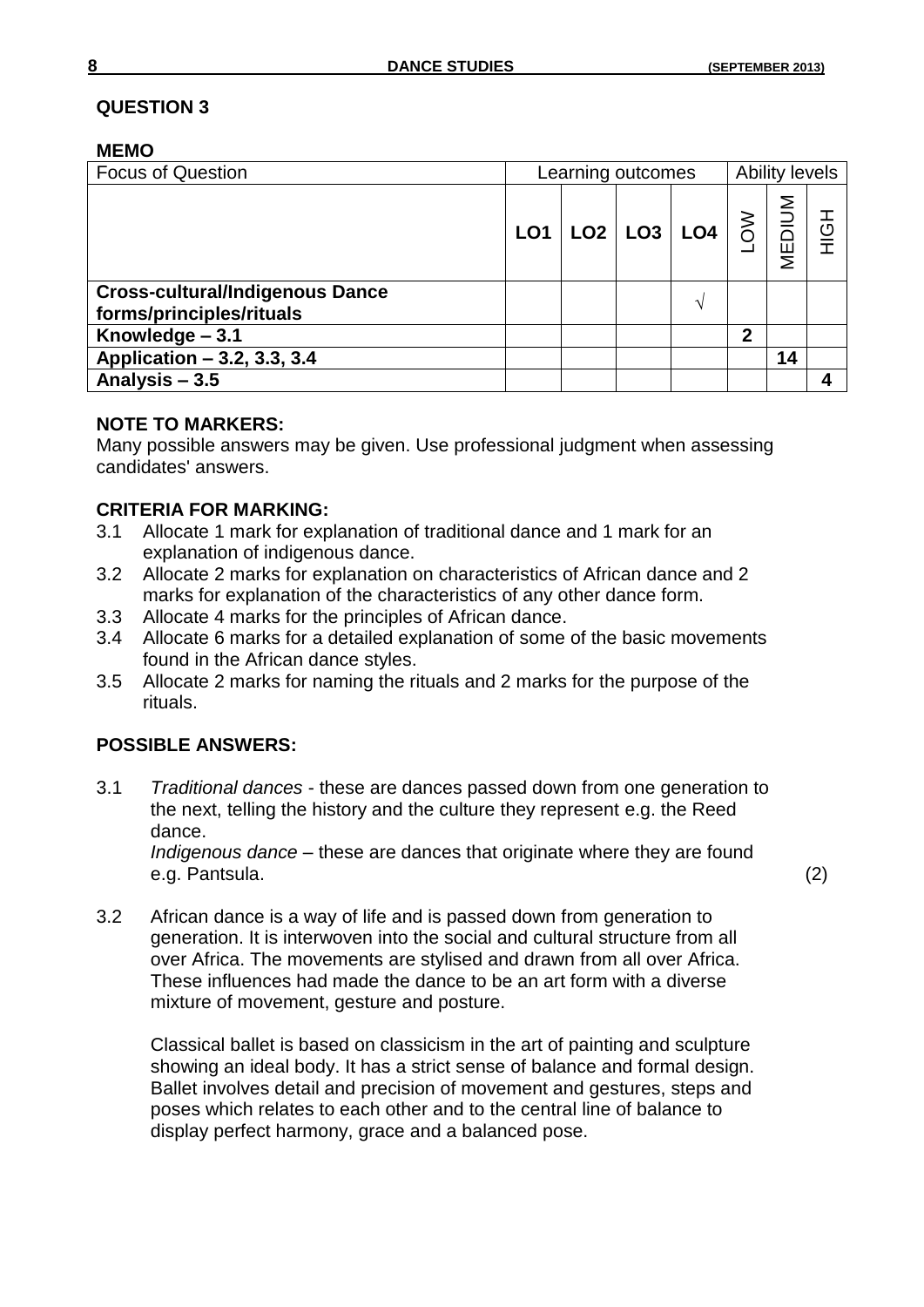## QUESTION 3

**MEMO**

| Focus of Question | Learning outcomes | | | | Ability levels | | |
|---|---|---|---|---|---|---|---|
| | **LO1** | **LO2** | **LO3** | **LO4** | LOW | MEDIUM | HIGH |
| **Cross-cultural/Indigenous Dance forms/principles/rituals** | | | | √ | | | |
| **Knowledge – 3.1** | | | | | **2** | | |
| **Application – 3.2, 3.3, 3.4** | | | | | | **14** | |
| **Analysis – 3.5** | | | | | | | **4** |

**NOTE TO MARKERS:**
Many possible answers may be given. Use professional judgment when assessing candidates' answers.

**CRITERIA FOR MARKING:**

3.1 Allocate 1 mark for explanation of traditional dance and 1 mark for an explanation of indigenous dance.
3.2 Allocate 2 marks for explanation on characteristics of African dance and 2 marks for explanation of the characteristics of any other dance form.
3.3 Allocate 4 marks for the principles of African dance.
3.4 Allocate 6 marks for a detailed explanation of some of the basic movements found in the African dance styles.
3.5 Allocate 2 marks for naming the rituals and 2 marks for the purpose of the rituals.

**POSSIBLE ANSWERS:**

3.1 *Traditional dances* - these are dances passed down from one generation to the next, telling the history and the culture they represent e.g. the Reed dance.
*Indigenous dance* – these are dances that originate where they are found e.g. Pantsula. (2)

3.2 African dance is a way of life and is passed down from generation to generation. It is interwoven into the social and cultural structure from all over Africa. The movements are stylised and drawn from all over Africa. These influences had made the dance to be an art form with a diverse mixture of movement, gesture and posture.

Classical ballet is based on classicism in the art of painting and sculpture showing an ideal body. It has a strict sense of balance and formal design. Ballet involves detail and precision of movement and gestures, steps and poses which relates to each other and to the central line of balance to display perfect harmony, grace and a balanced pose.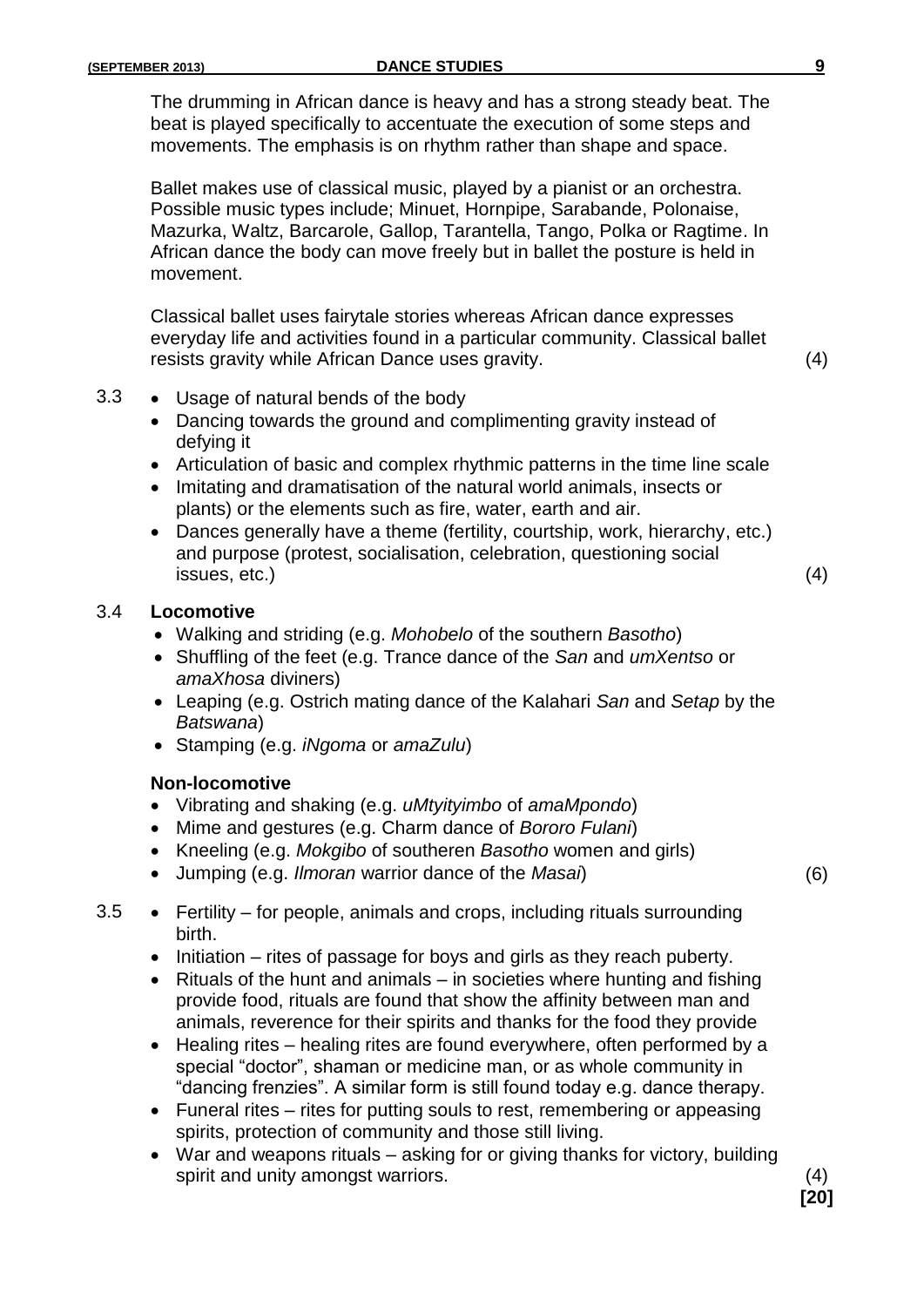The drumming in African dance is heavy and has a strong steady beat. The beat is played specifically to accentuate the execution of some steps and movements. The emphasis is on rhythm rather than shape and space.

Ballet makes use of classical music, played by a pianist or an orchestra. Possible music types include; Minuet, Hornpipe, Sarabande, Polonaise, Mazurka, Waltz, Barcarole, Gallop, Tarantella, Tango, Polka or Ragtime. In African dance the body can move freely but in ballet the posture is held in movement.

Classical ballet uses fairytale stories whereas African dance expresses everyday life and activities found in a particular community. Classical ballet resists gravity while African Dance uses gravity. (4)

3.3
- Usage of natural bends of the body
- Dancing towards the ground and complimenting gravity instead of defying it
- Articulation of basic and complex rhythmic patterns in the time line scale
- Imitating and dramatisation of the natural world animals, insects or plants) or the elements such as fire, water, earth and air.
- Dances generally have a theme (fertility, courtship, work, hierarchy, etc.) and purpose (protest, socialisation, celebration, questioning social issues, etc.) (4)

3.4 **Locomotive**
- Walking and striding (e.g. *Mohobelo* of the southern *Basotho*)
- Shuffling of the feet (e.g. Trance dance of the *San* and *umXentso* or *amaXhosa* diviners)
- Leaping (e.g. Ostrich mating dance of the Kalahari *San* and *Setap* by the *Batswana*)
- Stamping (e.g. *iNgoma* or *amaZulu*)

**Non-locomotive**
- Vibrating and shaking (e.g. *uMtyityimbo* of *amaMpondo*)
- Mime and gestures (e.g. Charm dance of *Bororo Fulani*)
- Kneeling (e.g. *Mokgibo* of southeren *Basotho* women and girls)
- Jumping (e.g. *Ilmoran* warrior dance of the *Masai*) (6)

3.5
- Fertility – for people, animals and crops, including rituals surrounding birth.
- Initiation – rites of passage for boys and girls as they reach puberty.
- Rituals of the hunt and animals – in societies where hunting and fishing provide food, rituals are found that show the affinity between man and animals, reverence for their spirits and thanks for the food they provide
- Healing rites – healing rites are found everywhere, often performed by a special "doctor", shaman or medicine man, or as whole community in "dancing frenzies". A similar form is still found today e.g. dance therapy.
- Funeral rites – rites for putting souls to rest, remembering or appeasing spirits, protection of community and those still living.
- War and weapons rituals – asking for or giving thanks for victory, building spirit and unity amongst warriors. (4)

**[20]**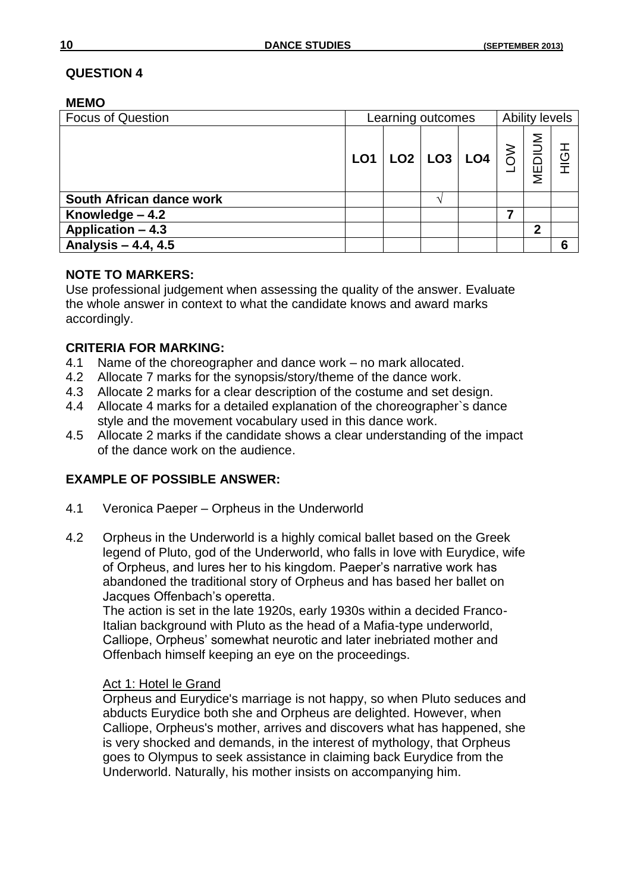## QUESTION 4

### MEMO

| Focus of Question | Learning outcomes | | | | Ability levels | | |
|---|---|---|---|---|---|---|---|
| | LO1 | LO2 | LO3 | LO4 | LOW | MEDIUM | HIGH |
| **South African dance work** | | | √ | | | | |
| **Knowledge – 4.2** | | | | | 7 | | |
| **Application – 4.3** | | | | | | 2 | |
| **Analysis – 4.4, 4.5** | | | | | | | 6 |

### NOTE TO MARKERS:

Use professional judgement when assessing the quality of the answer. Evaluate the whole answer in context to what the candidate knows and award marks accordingly.

### CRITERIA FOR MARKING:

4.1 Name of the choreographer and dance work – no mark allocated.
4.2 Allocate 7 marks for the synopsis/story/theme of the dance work.
4.3 Allocate 2 marks for a clear description of the costume and set design.
4.4 Allocate 4 marks for a detailed explanation of the choreographer`s dance style and the movement vocabulary used in this dance work.
4.5 Allocate 2 marks if the candidate shows a clear understanding of the impact of the dance work on the audience.

### EXAMPLE OF POSSIBLE ANSWER:

4.1 Veronica Paeper – Orpheus in the Underworld

4.2 Orpheus in the Underworld is a highly comical ballet based on the Greek legend of Pluto, god of the Underworld, who falls in love with Eurydice, wife of Orpheus, and lures her to his kingdom. Paeper's narrative work has abandoned the traditional story of Orpheus and has based her ballet on Jacques Offenbach's operetta.

The action is set in the late 1920s, early 1930s within a decided Franco-Italian background with Pluto as the head of a Mafia-type underworld, Calliope, Orpheus' somewhat neurotic and later inebriated mother and Offenbach himself keeping an eye on the proceedings.

<u>Act 1: Hotel le Grand</u>

Orpheus and Eurydice's marriage is not happy, so when Pluto seduces and abducts Eurydice both she and Orpheus are delighted. However, when Calliope, Orpheus's mother, arrives and discovers what has happened, she is very shocked and demands, in the interest of mythology, that Orpheus goes to Olympus to seek assistance in claiming back Eurydice from the Underworld. Naturally, his mother insists on accompanying him.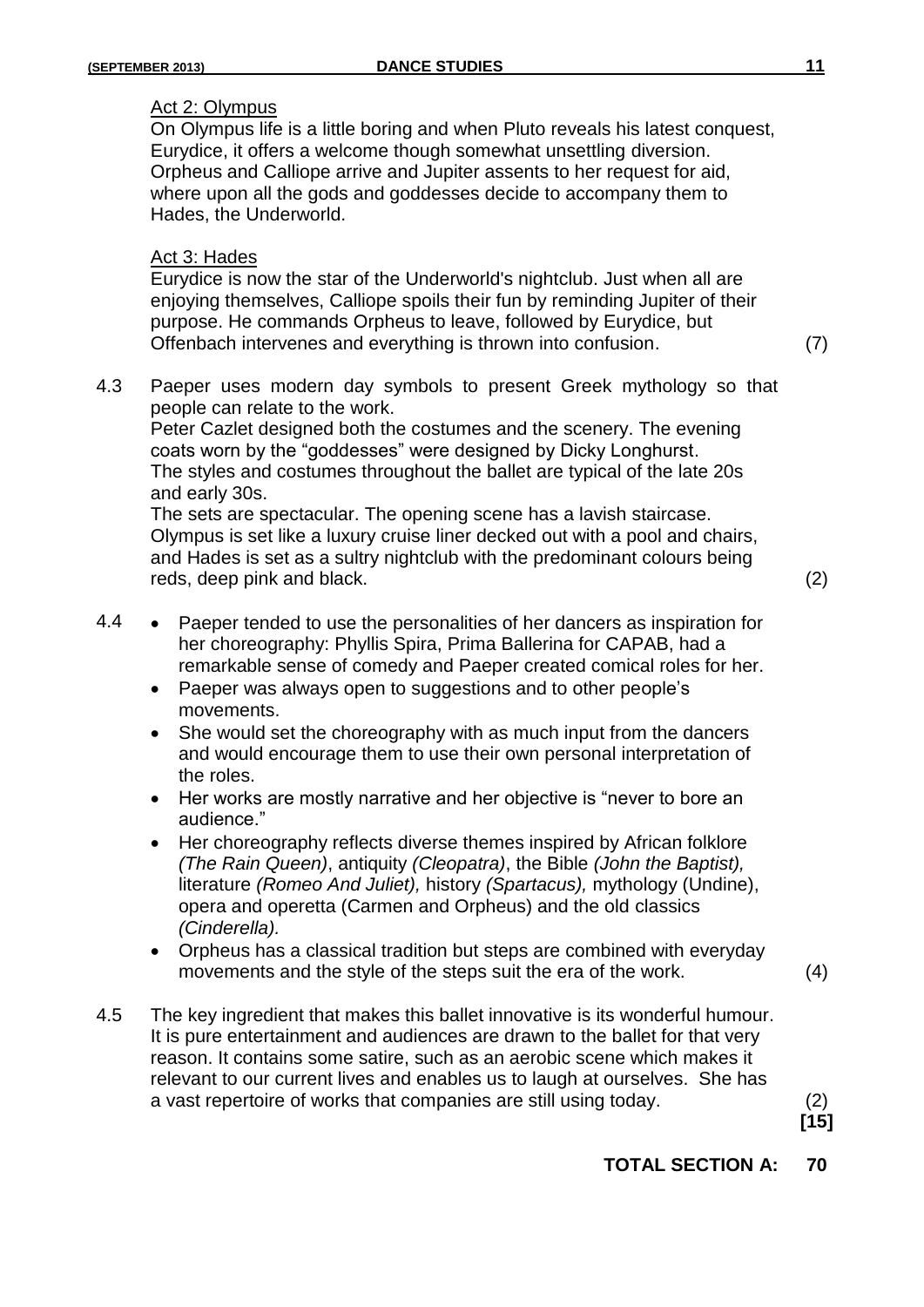Act 2: Olympus

On Olympus life is a little boring and when Pluto reveals his latest conquest, Eurydice, it offers a welcome though somewhat unsettling diversion. Orpheus and Calliope arrive and Jupiter assents to her request for aid, where upon all the gods and goddesses decide to accompany them to Hades, the Underworld.

Act 3: Hades

Eurydice is now the star of the Underworld's nightclub. Just when all are enjoying themselves, Calliope spoils their fun by reminding Jupiter of their purpose. He commands Orpheus to leave, followed by Eurydice, but Offenbach intervenes and everything is thrown into confusion. (7)

4.3 Paeper uses modern day symbols to present Greek mythology so that people can relate to the work.
Peter Cazlet designed both the costumes and the scenery. The evening coats worn by the "goddesses" were designed by Dicky Longhurst.
The styles and costumes throughout the ballet are typical of the late 20s and early 30s.
The sets are spectacular. The opening scene has a lavish staircase. Olympus is set like a luxury cruise liner decked out with a pool and chairs, and Hades is set as a sultry nightclub with the predominant colours being reds, deep pink and black. (2)

4.4
- Paeper tended to use the personalities of her dancers as inspiration for her choreography: Phyllis Spira, Prima Ballerina for CAPAB, had a remarkable sense of comedy and Paeper created comical roles for her.
- Paeper was always open to suggestions and to other people's movements.
- She would set the choreography with as much input from the dancers and would encourage them to use their own personal interpretation of the roles.
- Her works are mostly narrative and her objective is "never to bore an audience."
- Her choreography reflects diverse themes inspired by African folklore *(The Rain Queen)*, antiquity *(Cleopatra)*, the Bible *(John the Baptist),* literature *(Romeo And Juliet),* history *(Spartacus),* mythology (Undine), opera and operetta (Carmen and Orpheus) and the old classics *(Cinderella).*
- Orpheus has a classical tradition but steps are combined with everyday movements and the style of the steps suit the era of the work. (4)

4.5 The key ingredient that makes this ballet innovative is its wonderful humour. It is pure entertainment and audiences are drawn to the ballet for that very reason. It contains some satire, such as an aerobic scene which makes it relevant to our current lives and enables us to laugh at ourselves. She has a vast repertoire of works that companies are still using today. (2)

**[15]**

**TOTAL SECTION A: 70**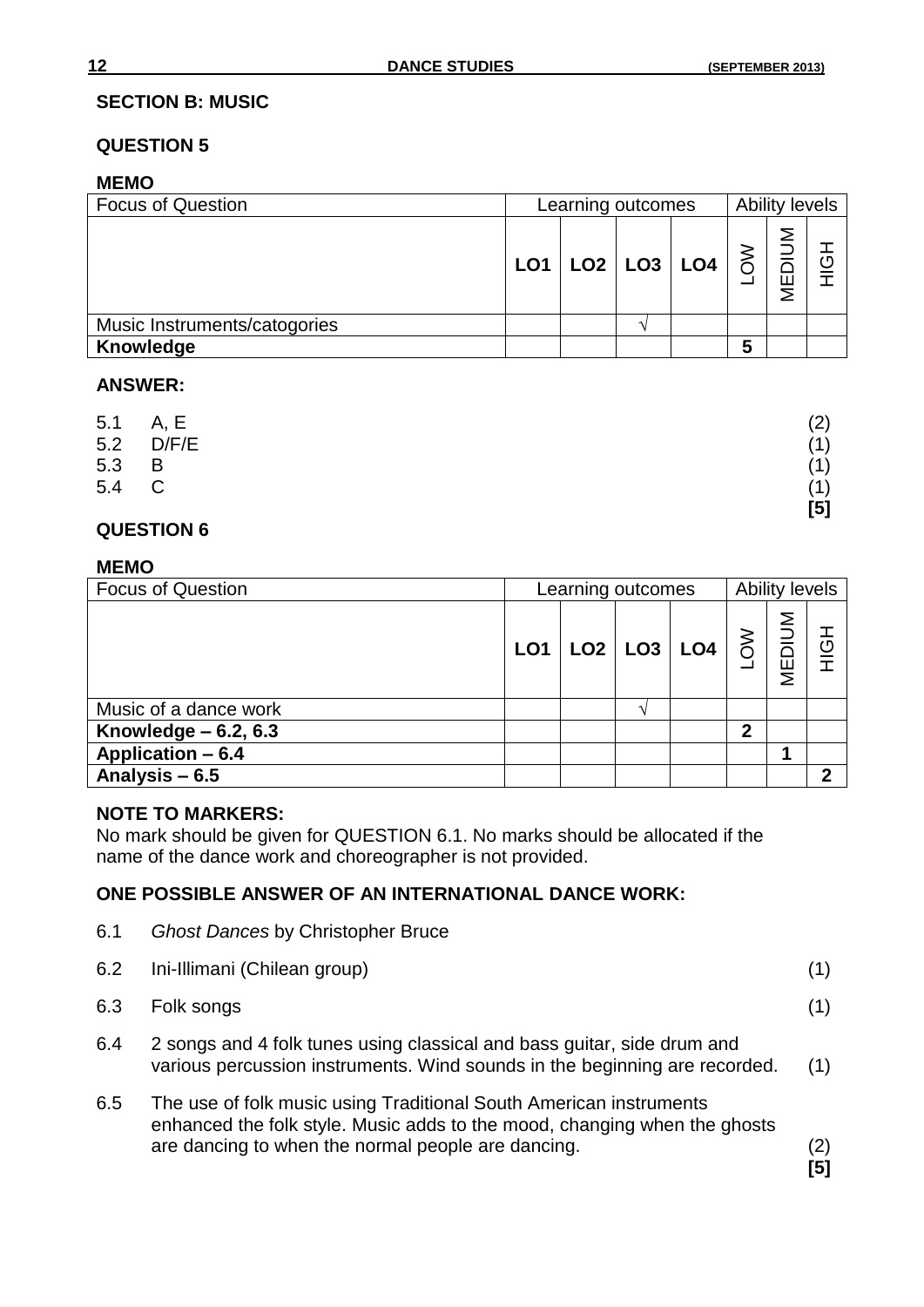## SECTION B: MUSIC

### QUESTION 5

**MEMO**

| Focus of Question | Learning outcomes | | | | Ability levels | | |
|---|---|---|---|---|---|---|---|
| | **LO1** | **LO2** | **LO3** | **LO4** | LOW | MEDIUM | HIGH |
| Music Instruments/catogories | | | √ | | | | |
| **Knowledge** | | | | | **5** | | |

**ANSWER:**

5.1 A, E (2)
5.2 D/F/E (1)
5.3 B (1)
5.4 C (1)
**[5]**

### QUESTION 6

**MEMO**

| Focus of Question | Learning outcomes | | | | Ability levels | | |
|---|---|---|---|---|---|---|---|
| | **LO1** | **LO2** | **LO3** | **LO4** | LOW | MEDIUM | HIGH |
| Music of a dance work | | | √ | | | | |
| **Knowledge – 6.2, 6.3** | | | | | **2** | | |
| **Application – 6.4** | | | | | | **1** | |
| **Analysis – 6.5** | | | | | | | **2** |

**NOTE TO MARKERS:**
No mark should be given for QUESTION 6.1. No marks should be allocated if the name of the dance work and choreographer is not provided.

**ONE POSSIBLE ANSWER OF AN INTERNATIONAL DANCE WORK:**

6.1 *Ghost Dances* by Christopher Bruce

6.2 Ini-Illimani (Chilean group) (1)

6.3 Folk songs (1)

6.4 2 songs and 4 folk tunes using classical and bass guitar, side drum and various percussion instruments. Wind sounds in the beginning are recorded. (1)

6.5 The use of folk music using Traditional South American instruments enhanced the folk style. Music adds to the mood, changing when the ghosts are dancing to when the normal people are dancing. (2)
**[5]**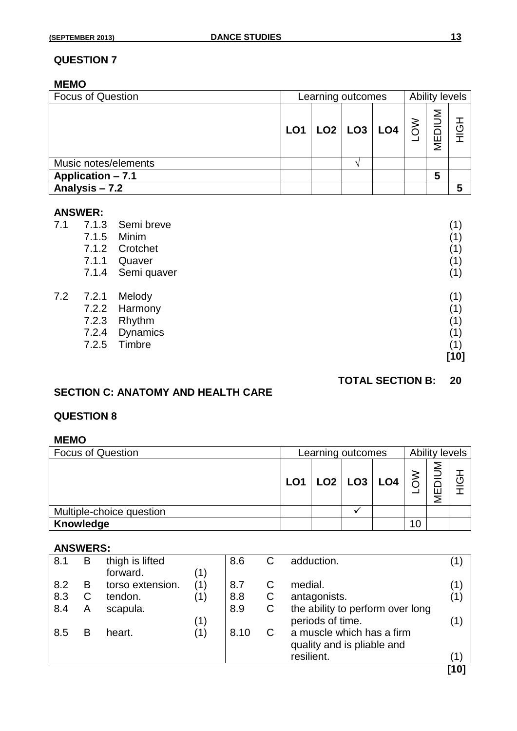## QUESTION 7

**MEMO**

| Focus of Question | Learning outcomes | | | | Ability levels | | |
|---|---|---|---|---|---|---|---|
| | **LO1** | **LO2** | **LO3** | **LO4** | LOW | MEDIUM | HIGH |
| Music notes/elements | | | √ | | | | |
| **Application – 7.1** | | | | | | **5** | |
| **Analysis – 7.2** | | | | | | | **5** |

**ANSWER:**

| | | | |
|---|---|---|---|
| 7.1 | 7.1.3 | Semi breve | (1) |
| | 7.1.5 | Minim | (1) |
| | 7.1.2 | Crotchet | (1) |
| | 7.1.1 | Quaver | (1) |
| | 7.1.4 | Semi quaver | (1) |
| 7.2 | 7.2.1 | Melody | (1) |
| | 7.2.2 | Harmony | (1) |
| | 7.2.3 | Rhythm | (1) |
| | 7.2.4 | Dynamics | (1) |
| | 7.2.5 | Timbre | (1) |
| | | | **[10]** |

**TOTAL SECTION B: 20**

## SECTION C: ANATOMY AND HEALTH CARE

## QUESTION 8

**MEMO**

| Focus of Question | Learning outcomes | | | | Ability levels | | |
|---|---|---|---|---|---|---|---|
| | **LO1** | **LO2** | **LO3** | **LO4** | LOW | MEDIUM | HIGH |
| Multiple-choice question | | | ✓ | | | | |
| **Knowledge** | | | | | 10 | | |

**ANSWERS:**

| | | | | | | | |
|---|---|---|---|---|---|---|---|
| 8.1 | B | thigh is lifted forward. | (1) | 8.6 | C | adduction. | (1) |
| 8.2 | B | torso extension. | (1) | 8.7 | C | medial. | (1) |
| 8.3 | C | tendon. | (1) | 8.8 | C | antagonists. | (1) |
| 8.4 | A | scapula. | (1) | 8.9 | C | the ability to perform over long periods of time. | (1) |
| 8.5 | B | heart. | (1) | 8.10 | C | a muscle which has a firm quality and is pliable and resilient. | (1) |
| | | | | | | | **[10]** |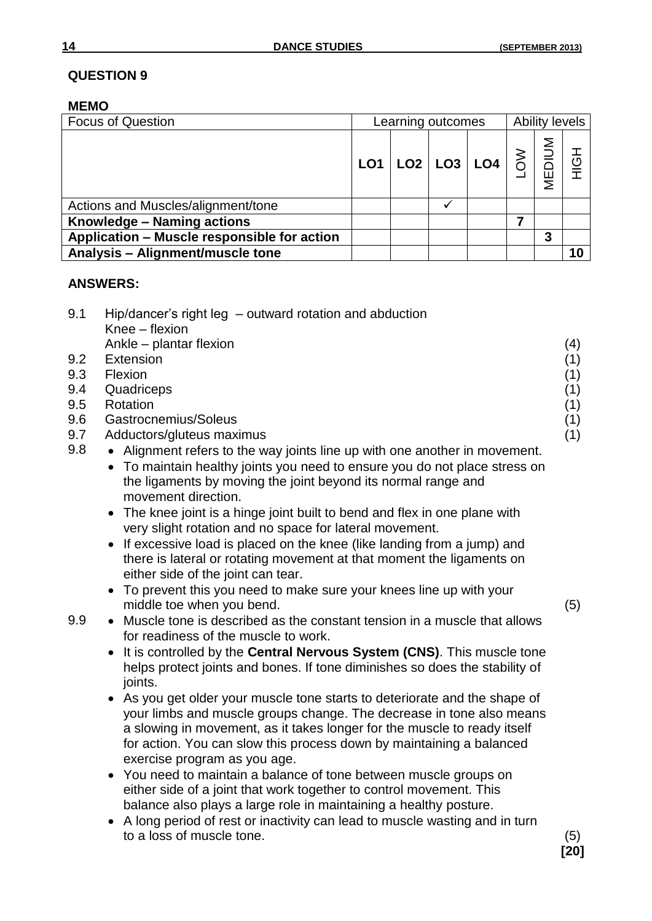## QUESTION 9

### MEMO

| Focus of Question | Learning outcomes | | | | Ability levels | | |
|---|---|---|---|---|---|---|---|
| | LO1 | LO2 | LO3 | LO4 | LOW | MEDIUM | HIGH |
| Actions and Muscles/alignment/tone | | | ✓ | | | | |
| **Knowledge – Naming actions** | | | | | **7** | | |
| **Application – Muscle responsible for action** | | | | | | **3** | |
| **Analysis – Alignment/muscle tone** | | | | | | | **10** |

### ANSWERS:

9.1 Hip/dancer's right leg – outward rotation and abduction
Knee – flexion
Ankle – plantar flexion (4)

9.2 Extension (1)

9.3 Flexion (1)

9.4 Quadriceps (1)

9.5 Rotation (1)

9.6 Gastrocnemius/Soleus (1)

9.7 Adductors/gluteus maximus (1)

9.8
- Alignment refers to the way joints line up with one another in movement.
- To maintain healthy joints you need to ensure you do not place stress on the ligaments by moving the joint beyond its normal range and movement direction.
- The knee joint is a hinge joint built to bend and flex in one plane with very slight rotation and no space for lateral movement.
- If excessive load is placed on the knee (like landing from a jump) and there is lateral or rotating movement at that moment the ligaments on either side of the joint can tear.
- To prevent this you need to make sure your knees line up with your middle toe when you bend. (5)

9.9
- Muscle tone is described as the constant tension in a muscle that allows for readiness of the muscle to work.
- It is controlled by the **Central Nervous System (CNS)**. This muscle tone helps protect joints and bones. If tone diminishes so does the stability of joints.
- As you get older your muscle tone starts to deteriorate and the shape of your limbs and muscle groups change. The decrease in tone also means a slowing in movement, as it takes longer for the muscle to ready itself for action. You can slow this process down by maintaining a balanced exercise program as you age.
- You need to maintain a balance of tone between muscle groups on either side of a joint that work together to control movement. This balance also plays a large role in maintaining a healthy posture.
- A long period of rest or inactivity can lead to muscle wasting and in turn to a loss of muscle tone. (5)

**[20]**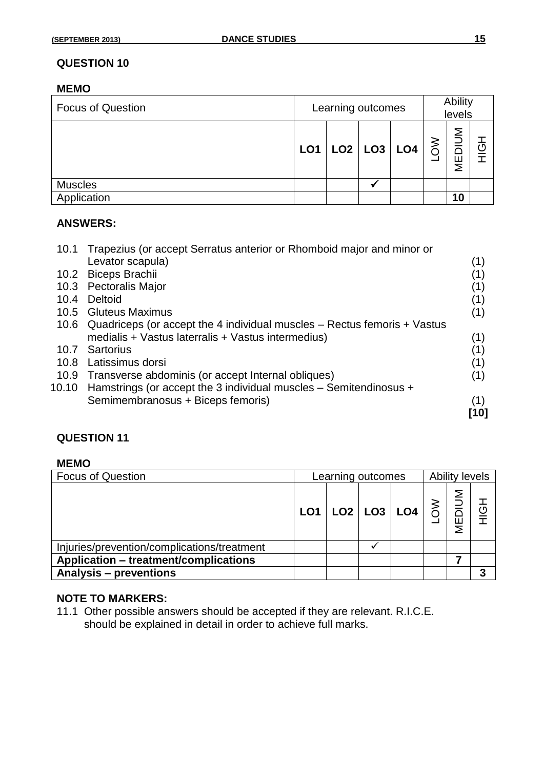## QUESTION 10

### MEMO

| Focus of Question | Learning outcomes | | | | Ability levels | | |
|---|---|---|---|---|---|---|---|
| | LO1 | LO2 | LO3 | LO4 | LOW | MEDIUM | HIGH |
| Muscles | | | ✓ | | | | |
| Application | | | | | | 10 | |

### ANSWERS:

| | | |
|---|---|---|
| 10.1 | Trapezius (or accept Serratus anterior or Rhomboid major and minor or Levator scapula) | (1) |
| 10.2 | Biceps Brachii | (1) |
| 10.3 | Pectoralis Major | (1) |
| 10.4 | Deltoid | (1) |
| 10.5 | Gluteus Maximus | (1) |
| 10.6 | Quadriceps (or accept the 4 individual muscles – Rectus femoris + Vastus medialis + Vastus laterralis + Vastus intermedius) | (1) |
| 10.7 | Sartorius | (1) |
| 10.8 | Latissimus dorsi | (1) |
| 10.9 | Transverse abdominis (or accept Internal obliques) | (1) |
| 10.10 | Hamstrings (or accept the 3 individual muscles – Semitendinosus + Semimembranosus + Biceps femoris) | (1) |
| | | **[10]** |

## QUESTION 11

### MEMO

| Focus of Question | Learning outcomes | | | | Ability levels | | |
|---|---|---|---|---|---|---|---|
| | LO1 | LO2 | LO3 | LO4 | LOW | MEDIUM | HIGH |
| Injuries/prevention/complications/treatment | | | ✓ | | | | |
| **Application – treatment/complications** | | | | | | **7** | |
| **Analysis – preventions** | | | | | | | **3** |

### NOTE TO MARKERS:

11.1 Other possible answers should be accepted if they are relevant. R.I.C.E. should be explained in detail in order to achieve full marks.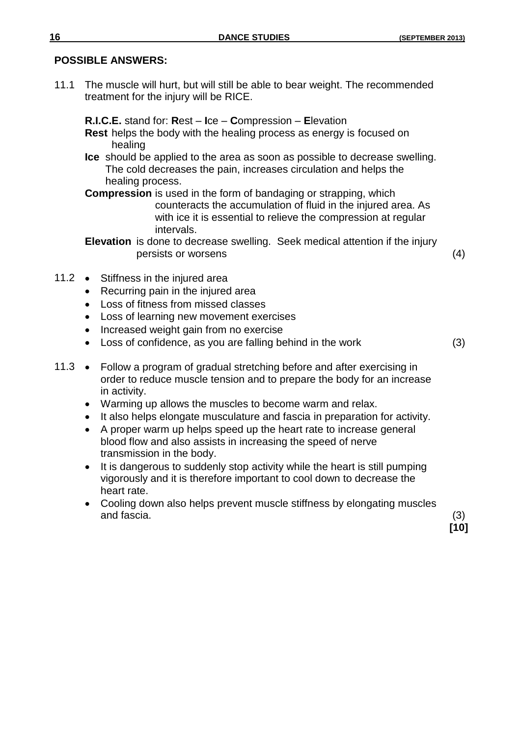**POSSIBLE ANSWERS:**

11.1 The muscle will hurt, but will still be able to bear weight. The recommended treatment for the injury will be RICE.

**R.I.C.E.** stand for: **R**est – **I**ce – **C**ompression – **E**levation

**Rest** helps the body with the healing process as energy is focused on healing

**Ice** should be applied to the area as soon as possible to decrease swelling. The cold decreases the pain, increases circulation and helps the healing process.

**Compression** is used in the form of bandaging or strapping, which counteracts the accumulation of fluid in the injured area. As with ice it is essential to relieve the compression at regular intervals.

**Elevation** is done to decrease swelling. Seek medical attention if the injury persists or worsens (4)

11.2
- Stiffness in the injured area
- Recurring pain in the injured area
- Loss of fitness from missed classes
- Loss of learning new movement exercises
- Increased weight gain from no exercise
- Loss of confidence, as you are falling behind in the work (3)

11.3
- Follow a program of gradual stretching before and after exercising in order to reduce muscle tension and to prepare the body for an increase in activity.
- Warming up allows the muscles to become warm and relax.
- It also helps elongate musculature and fascia in preparation for activity.
- A proper warm up helps speed up the heart rate to increase general blood flow and also assists in increasing the speed of nerve transmission in the body.
- It is dangerous to suddenly stop activity while the heart is still pumping vigorously and it is therefore important to cool down to decrease the heart rate.
- Cooling down also helps prevent muscle stiffness by elongating muscles and fascia. (3)

**[10]**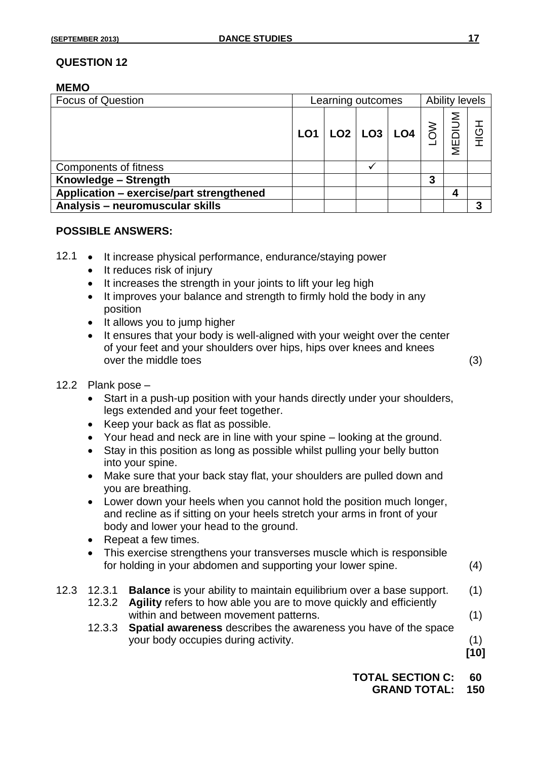## QUESTION 12

### MEMO

| Focus of Question | Learning outcomes | | | | Ability levels | | |
|---|---|---|---|---|---|---|---|
| | LO1 | LO2 | LO3 | LO4 | LOW | MEDIUM | HIGH |
| Components of fitness | | | ✓ | | | | |
| **Knowledge – Strength** | | | | | 3 | | |
| **Application – exercise/part strengthened** | | | | | | 4 | |
| **Analysis – neuromuscular skills** | | | | | | | 3 |

### POSSIBLE ANSWERS:

12.1
- It increase physical performance, endurance/staying power
- It reduces risk of injury
- It increases the strength in your joints to lift your leg high
- It improves your balance and strength to firmly hold the body in any position
- It allows you to jump higher
- It ensures that your body is well-aligned with your weight over the center of your feet and your shoulders over hips, hips over knees and knees over the middle toes (3)

12.2 Plank pose –
- Start in a push-up position with your hands directly under your shoulders, legs extended and your feet together.
- Keep your back as flat as possible.
- Your head and neck are in line with your spine – looking at the ground.
- Stay in this position as long as possible whilst pulling your belly button into your spine.
- Make sure that your back stay flat, your shoulders are pulled down and you are breathing.
- Lower down your heels when you cannot hold the position much longer, and recline as if sitting on your heels stretch your arms in front of your body and lower your head to the ground.
- Repeat a few times.
- This exercise strengthens your transverses muscle which is responsible for holding in your abdomen and supporting your lower spine. (4)

12.3
- 12.3.1 **Balance** is your ability to maintain equilibrium over a base support. (1)
- 12.3.2 **Agility** refers to how able you are to move quickly and efficiently within and between movement patterns. (1)
- 12.3.3 **Spatial awareness** describes the awareness you have of the space your body occupies during activity. (1)

**[10]**

**TOTAL SECTION C: 60**

**GRAND TOTAL: 150**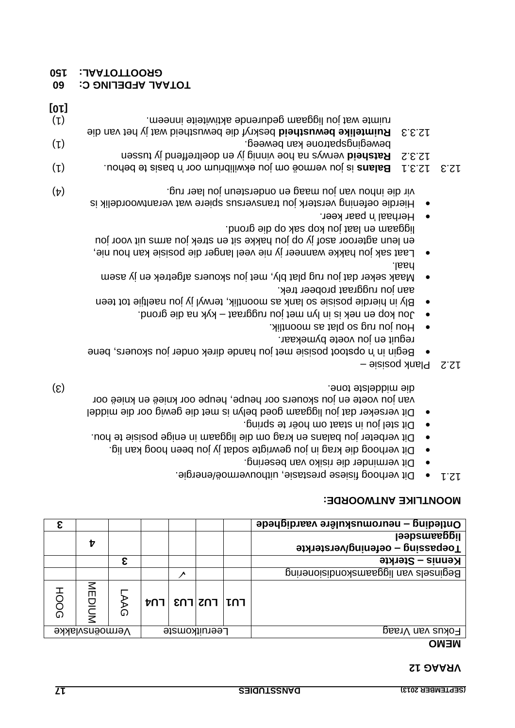## VRAAG 12

**MEMO**

| Fokus van Vraag | Leeruitkomste | | | | Vermoënsvlakke | | |
|---|---|---|---|---|---|---|---|
| | LU1 | LU2 | LU3 | LU4 | LAAG | MEDIUM | HOOG |
| Beginsels van liggaamskondisionering | | | ✓ | | | | |
| **Kennis – Sterkte** | | | | | **3** | | |
| **Toepassing – oefening/versterkte liggaamsdeel** | | | | | | **4** | |
| **Ontleding – neuromuskulêre vaardighede** | | | | | | | **3** |

**MOONTLIKE ANTWOORDE:**

12.1
- Dit verhoog fisiese prestasie, uithouvermoë/energie.
- Dit verminder die risiko van besering.
- Dit verhoog die krag in jou gewrigte sodat jy jou been hoog kan lig.
- Dit verbeter jou balans en krag om die liggaam in enige posisie te hou.
- Dit stel jou in staat om hoër te spring.
- Dit verseker dat jou liggaam goed belyn is met die gewig oor die middel van jou voete en jou skouers oor heupe, heupe oor knieë en knieë oor die middelste tone. (3)

12.2 Plank posisie –
- Begin in 'n opstoot posisie met jou hande direk onder jou skouers, bene reguit en jou voete bymekaar.
- Hou jou rug so plat as moontlik.
- Jou kop en nek is in lyn met jou ruggraat – kyk na die grond.
- Bly in hierdie posisie so lank as moontlik, terwyl jy jou naeltjie tot teen aan jou ruggraat probeer trek.
- Maak seker dat jou rug plat bly, met jou skouers afgetrek en jy asem haal.
- Laat sak jou hakke wanneer jy nie veel langer die posisie kan hou nie, en leun agteroor asof jy op jou hakke sit en strek jou arms uit voor jou liggaam en laat jou kop sak op die grond.
- Herhaal 'n paar keer.
- Hierdie oefening versterk jou transversus spiere wat verantwoordelik is vir die inhou van jou maag en ondersteun jou laer rug. (4)

12.3
12.3.1 **Balans** is jou vermoë om jou ekwilibrium oor 'n basis te behou. (1)

12.3.2 **Ratsheid** verwys na hoe vinnig jy en doeltreffend jy tussen bewegingspatrone kan beweeg. (1)

12.3.3 **Ruimtelike bewustheid** beskryf die bewustheid wat jy het van die ruimte wat jou liggaam gedurende aktiwiteite inneem. (1)
**[10]**

**TOTAAL AFDELING C: 60**

**GROOTTOTAAL: 150**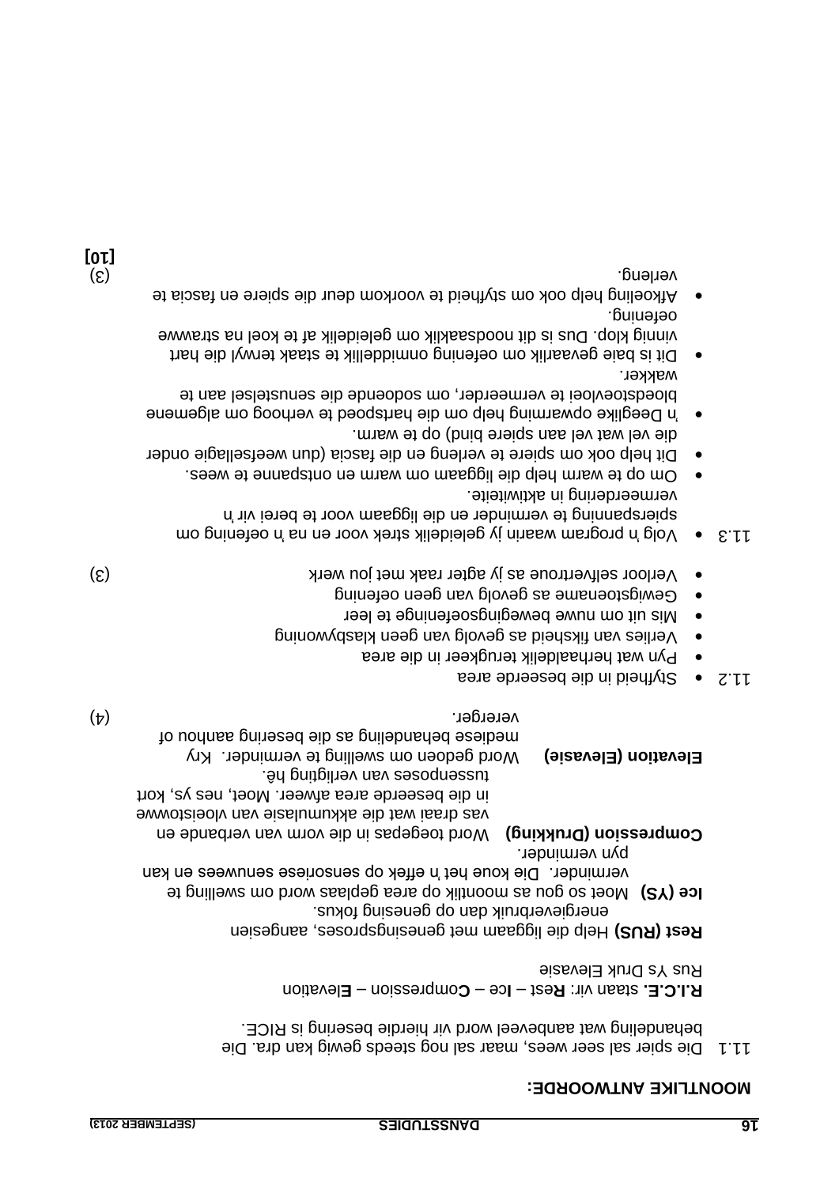## MOONTLIKE ANTWOORDE:

11.1 Die spier sal seer wees, maar sal nog steeds gewig kan dra. Die behandeling wat aanbeveel word vir hierdie besering is RICE.

**R.I.C.E.** staan vir: **R**est – **I**ce – **C**ompression – **E**levation
Rus Ys Druk Elevasie

**Rest (RUS)** Help die liggaam met genesingsproses, aangesien energieverbruik dan op genesing fokus.

**Ice (YS)** Moet so gou as moontlik op area geplaas word om swelling te verminder. Die koue het 'n effek op sensoriese senuwees en kan pyn verminder.

**Compression (Drukking)** Word toegepas in die vorm van verbande en vas draai wat die akkumulasie van vloeistowwe in die beseerde area afweer. Moet, nes ys, kort tussenposes van verligting hê.

**Elevation (Elevasie)** Word gedoen om swelling te verminder. Kry mediese behandeling as die besering aanhou of vererger. (4)

11.2
- Styfheid in die beseerde area
- Pyn wat herhaaldelik terugkeer in die area
- Verlies van fiksheid as gevolg van geen klasbywoning
- Mis uit om nuwe bewegingsoefeninge te leer
- Gewigstoename as gevolg van geen oefening
- Verloor selfvertroue as jy agter raak met jou werk (3)

11.3
- Volg 'n program waarin jy geleidelik strek voor en na 'n oefening om spierspanning te verminder en die liggaam voor te berei vir 'n vermeerdering in aktiwiteite.
- Om op te warm help die liggaam om warm en ontspanne te wees.
- Dit help ook om spiere te verleng en die fascia (dun weefsellagie onder die vel wat vel aan spiere bind) op te warm.
- 'n Deeglike opwarming help om die hartspoed te verhoog om algemene bloedstoevloei te vermeerder, om sodoende die senustelsel aan te wakker.
- Dit is baie gevaarlik om oefening onmiddellik te staak terwyl die hart vinnig klop. Dus is dit noodsaaklik om geleidelik af te koel na strawwe oefening.
- Afkoeling help ook om styfheid te voorkom deur die spiere en fascia te verleng. (3)

**[10]**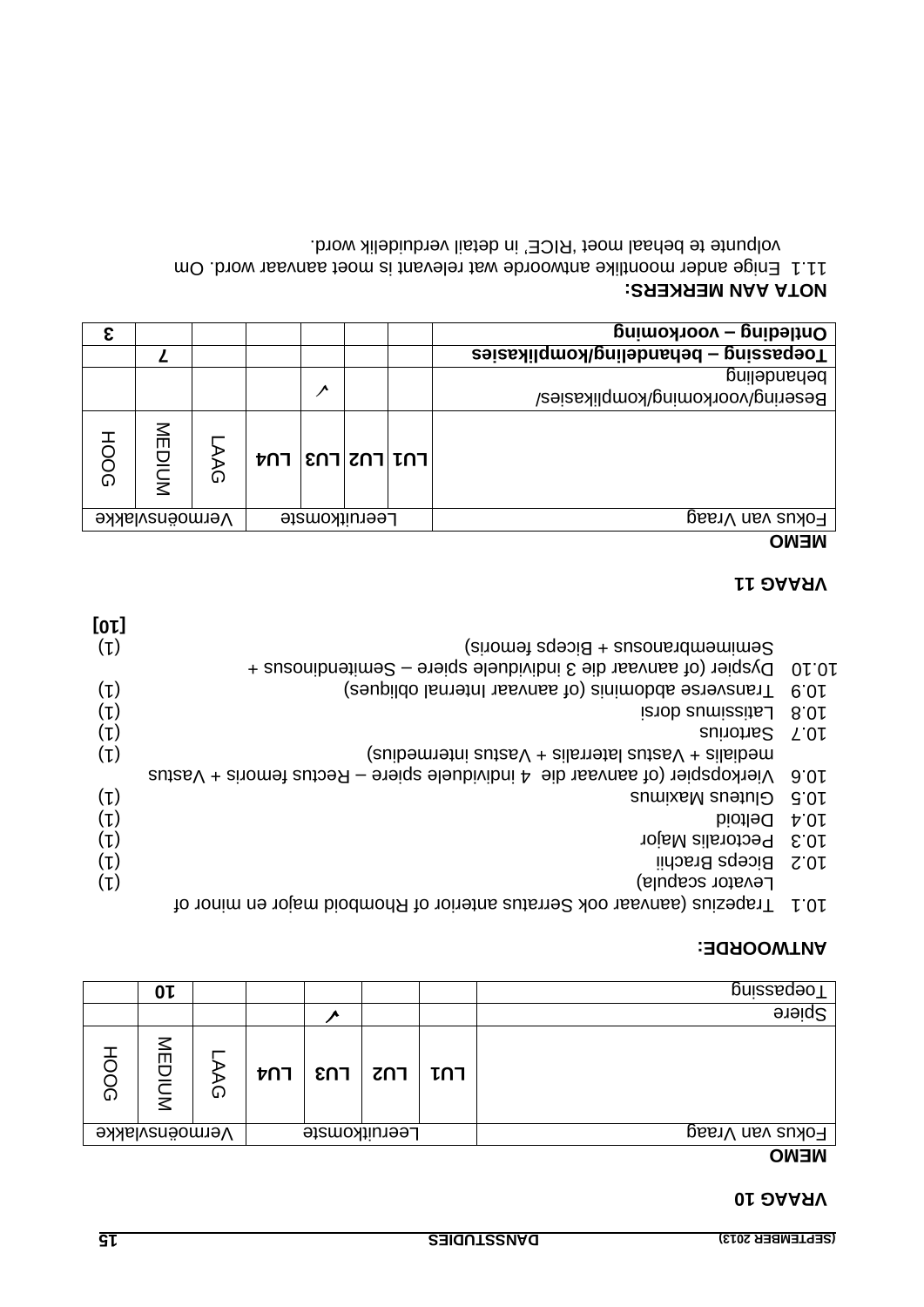## VRAAG 10

**MEMO**

| Fokus van Vraag | Leeruitkomste | | | | Vermoënsvlakke | | |
|---|---|---|---|---|---|---|---|
| | **LU1** | **LU2** | **LU3** | **LU4** | LAAG | MEDIUM | HOOG |
| Spiere | | | ✓ | | | | |
| Toepassing | | | | | | **10** | |

**ANTWOORDE:**

10.1 Trapezius (aanvaar ook Serratus anterior of Rhomboid major en minor of Levator scapula) (1)
10.2 Biceps Brachii (1)
10.3 Pectoralis Major (1)
10.4 Deltoid (1)
10.5 Gluteus Maximus (1)
10.6 Vierkopspier (of aanvaar die 4 individuele spiere – Rectus femoris + Vastus medialis + Vastus lateralis + Vastus intermedius) (1)
10.7 Sartorius (1)
10.8 Latissimus dorsi (1)
10.9 Transverse abdominis (of aanvaar Internal obliques) (1)
10.10 Dyspier (of aanvaar die 3 individuele spiere – Semitendinosus + Semimembranosus + Biceps femoris) (1)

**[10]**

## VRAAG 11

**MEMO**

| Fokus van Vraag | Leeruitkomste | | | | Vermoënsvlakke | | |
|---|---|---|---|---|---|---|---|
| | **LU1** | **LU2** | **LU3** | **LU4** | LAAG | MEDIUM | HOOG |
| Besering/voorkoming/komplikasies/ behandeling | | | ✓ | | | | |
| **Toepassing – behandeling/komplikasies** | | | | | | **7** | |
| **Ontleding – voorkoming** | | | | | | | **3** |

**NOTA AAN MERKERS:**

11.1 Enige ander moontlike antwoorde wat relevant is moet aanvaar word. Om volpunte te behaal moet 'RICE' in detail verduidelik word.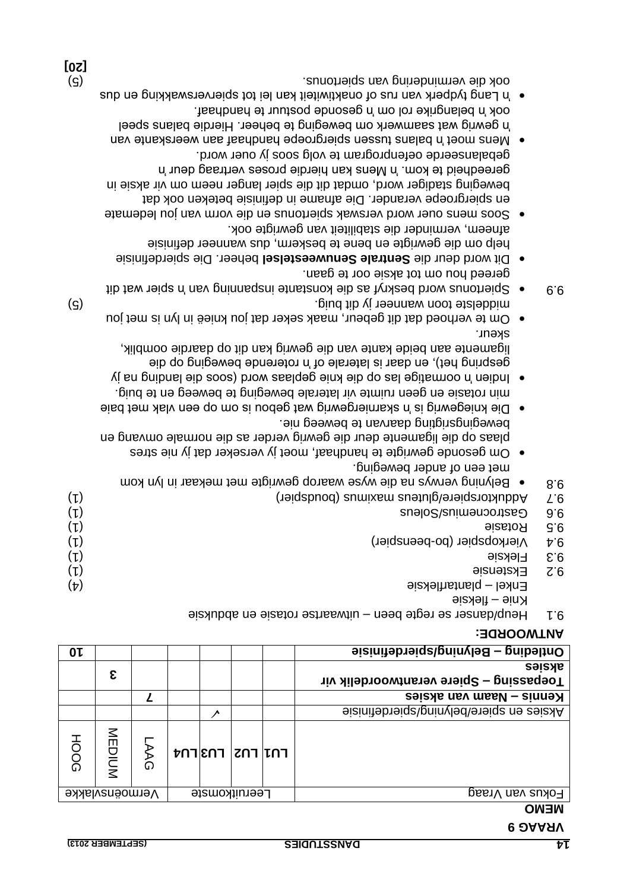**VRAAG 9**

**MEMO**

| Fokus van Vraag | Leeruitkomste | | | | Vermoënsvlakke | | |
|---|---|---|---|---|---|---|---|
| | **LU1** | **LU2** | **LU3** | **LU4** | LAAG | MEDIUM | HOOG |
| Aksies en spiere/belyning/spierdefinisie | | | ✓ | | | | |
| **Kennis – Naam van aksies** | | | | | 7 | | |
| **Toepassing – Spiere verantwoordelik vir aksies** | | | | | | 3 | |
| **Ontleding – Belyning/spierdefinisie** | | | | | | | 10 |

**ANTWOORDE:**

9.1 Heup/danser se regte been – uitwaartse rotasie en abduksie
Knie – fleksie
Enkel – plantarfleksie (4)

9.2 Ekstensie (1)

9.3 Fleksie (1)

9.4 Vierkopspier (bo-beenspier) (1)

9.5 Rotasie (1)

9.6 Gastrocnemius/Soleus (1)

9.7 Adduktorspiere/gluteus maximus (boudspier) (1)

9.8
- Belyning verwys na die wyse waarop gewrigte met mekaar in lyn kom met een of ander beweging.
- Om gesonde gewrigte te handhaaf, moet jy verseker dat jy nie stres plaas op die ligamente deur die gewrig verder as die normale omvang en bewegingsrigting daarvan te beweeg nie.
- Die kniegewrig is 'n skarniergewrig wat gebou is om op een vlak met baie min rotasie en geen ruimte vir laterale beweging te beweeg en te buig.
- Indien 'n oormatige las op die knie geplaas word (soos die landing na jy gespring het), en daar is laterale of 'n roterende beweging op die ligamente aan beide kante van die gewrig kan dit op daardie oomblik, skeur.
- Om te verhoed dat dit gebeur, maak seker dat jou knieë in lyn is met jou middelste toon wanneer jy dit buig. (5)

9.9
- Spiertonus word beskryf as die konstante inspanning van 'n spier wat dit gereed hou om tot aksie oor te gaan.
- Dit word deur die **Sentrale Senuweestelsel** beheer. Die spierdefinisie help om die gewrigte en bene te beskerm, dus wanneer definisie afneem, verminder die stabiliteit van gewrigte ook.
- Soos mens ouer word verswak spiertonus en die vorm van jou ledemate en spiergroepe verander. Die afname in definisie beteken ook dat beweging stadiger word, omdat dit die spier langer neem om vir aksie in gereedheid te kom. 'n Mens kan hierdie proses vertraag deur 'n gebalanseerde oefenprogram te volg soos jy ouer word.
- Mens moet 'n balans tussen spiergroepe handhaaf aan weerskante van 'n gewrig wat saamwerk om beweging te beheer. Hierdie balans speel ook 'n belangrike rol om 'n gesonde postuur te handhaaf.
- 'n Lang tydperk van rus of onaktiwiteit kan lei tot spierverswakking en dus ook die vermindering van spiertonus. (5)

**[20]**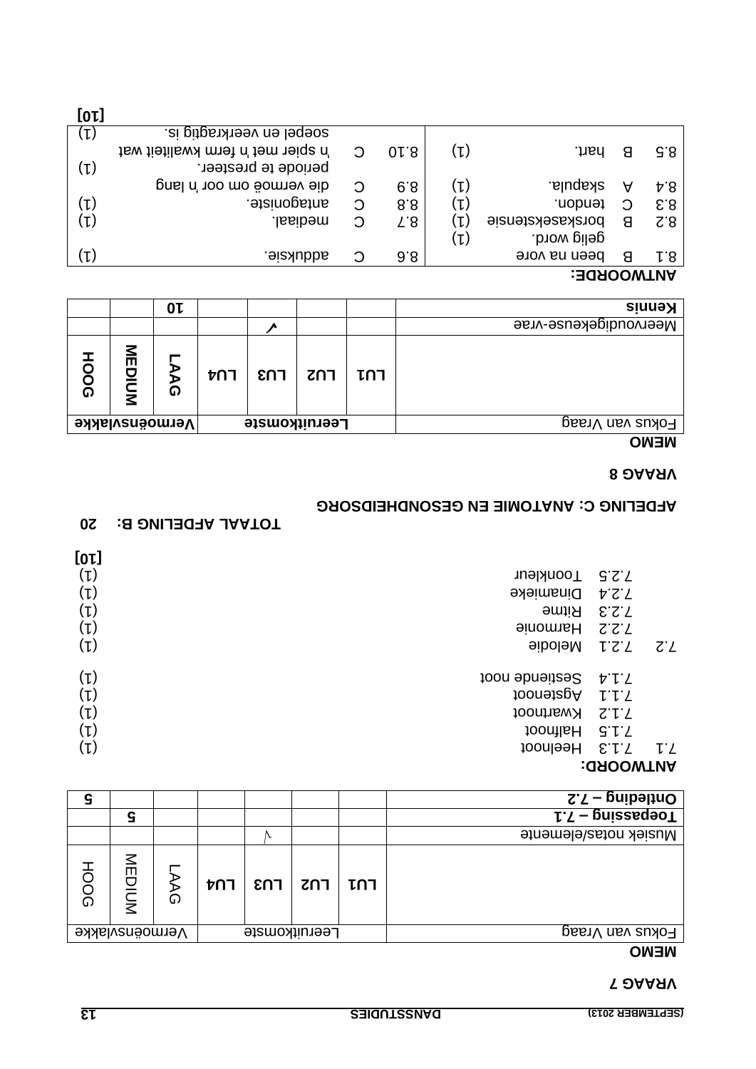## VRAAG 7

**MEMO**

| Fokus van Vraag | Leeruitkomste | | | | Vermoënsvlakke | | |
|---|---|---|---|---|---|---|---|
| | **LU1** | **LU2** | **LU3** | **LU4** | LAAG | MEDIUM | HOOG |
| Musiek notas/elemente | | | √ | | | | |
| **Toepassing – 7.1** | | | | | | **5** | |
| **Ontleding – 7.2** | | | | | | | **5** |

**ANTWOORD:**

7.1 7.1.3 Heelnoot (1)
7.1.5 Halfnoot (1)
7.1.2 Kwartnoot (1)
7.1.1 Agstenoot (1)
7.1.4 Sestiende noot (1)

7.2 7.2.1 Melodie (1)
7.2.2 Harmonie (1)
7.2.3 Ritme (1)
7.2.4 Dinamieke (1)
7.2.5 Toonkleur (1)

**[10]**

**TOTAAL AFDELING B: 20**

## AFDELING C: ANATOMIE EN GESONDHEIDSORG

## VRAAG 8

**MEMO**

| Fokus van Vraag | Leeruitkomste | | | | Vermoënsvlakke | | |
|---|---|---|---|---|---|---|---|
| | **LU1** | **LU2** | **LU3** | **LU4** | **LAAG** | **MEDIUM** | **HOOG** |
| Meervoudigekeuse-vrae | | | ✓ | | | | |
| **Kennis** | | | | | **10** | | |

**ANTWOORDE:**

| | | | | | | | |
|---|---|---|---|---|---|---|---|
| 8.1 | B | been na vore gelig word. | (1) | 8.6 | C | adduksie. | (1) |
| 8.2 | B | borskasekstensie | (1) | 8.7 | C | mediaal. | (1) |
| 8.3 | C | tendon. | (1) | 8.8 | C | antagoniste. | (1) |
| 8.4 | A | skapula. | (1) | 8.9 | C | die vermoë om oor 'n lang periode te presteer. | (1) |
| 8.5 | B | hart. | (1) | 8.10 | C | 'n spier met 'n ferm kwaliteit wat soepel en veerkragtig is. | (1) |

**[10]**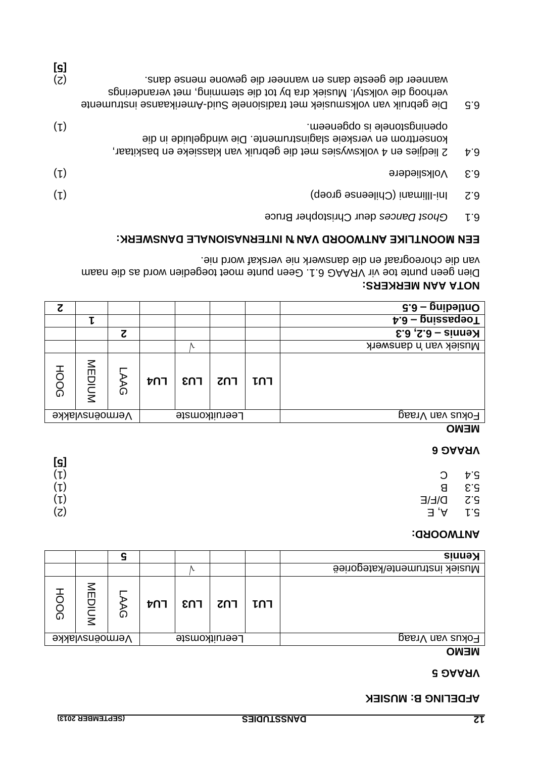## AFDELING B: MUSIEK

### VRAAG 5

**MEMO**

| Fokus van Vraag | Leeruitkomste | | | | Vermoënsvlakke | | |
|---|---|---|---|---|---|---|---|
| | **LU1** | **LU2** | **LU3** | **LU4** | LAAG | MEDIUM | HOOG |
| Musiek instrumente/kategorieë | | | √ | | | | |
| **Kennis** | | | | | **5** | | |

**ANTWOORD:**

5.1 A, E (2)

5.2 D/F/E (1)

5.3 B (1)

5.4 C (1)

**[5]**

### VRAAG 6

**MEMO**

| Fokus van Vraag | Leeruitkomste | | | | Vermoënsvlakke | | |
|---|---|---|---|---|---|---|---|
| | **LU1** | **LU2** | **LU3** | **LU4** | LAAG | MEDIUM | HOOG |
| Musiek van 'n danswerk | | | √ | | | | |
| **Kennis – 6.2, 6.3** | | | | | **2** | | |
| **Toepassing – 6.4** | | | | | | **1** | |
| **Ontleding – 6.5** | | | | | | | **2** |

**NOTA AAN MERKERS:**

Dien geen punte toe vir VRAAG 6.1. Geen punte moet toegedien word as die naam van die choreograaf en die danswerk nie verskaf word nie.

**EEN MOONTLIKE ANTWOORD VAN 'N INTERNASIONALE DANSWERK:**

6.1 *Ghost Dances* deur Christopher Bruce

6.2 Ini-Illimani (Chileense groep) (1)

6.3 Volksliedere (1)

6.4 2 liedjies en 4 volkswysies met die gebruik van klassieke en baskitaar, konsertrom en verskeie slaginstrumente. Die windgeluide in die openingstonele is opgeneem. (1)

6.5 Die gebruik van volksmusiek met tradisionele Suid-Amerikaanse instrumente verhoog die volkstyl. Musiek dra by tot die stemming, met veranderings wanneer die geeste dans en wanneer die gewone mense dans. (2)

**[5]**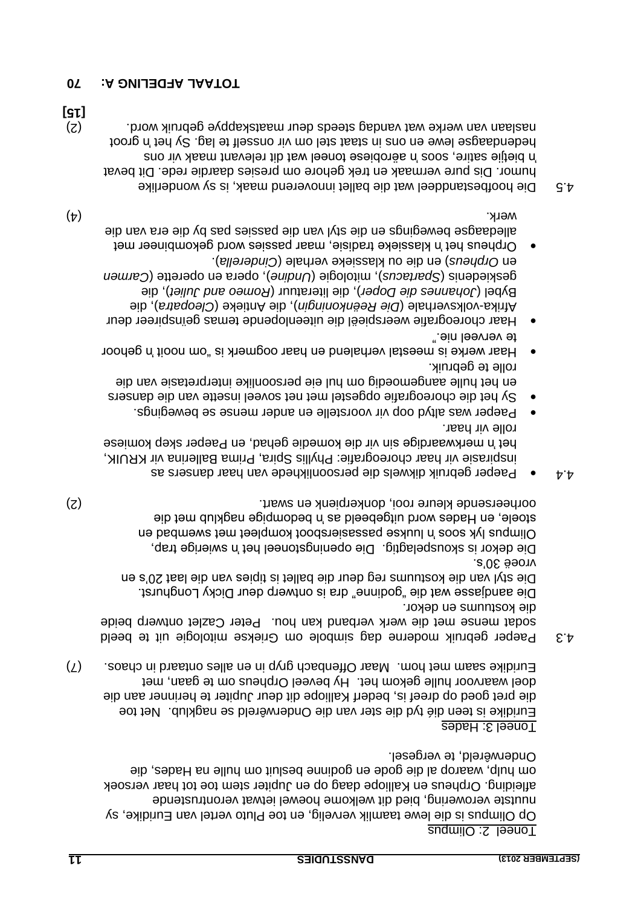Toneel 2: Olimpus

Op Olimpus is die lewe taamlik vervelig, en toe Pluto vertel van Euridike, sy nuutste verowering, bied dit welkome hoewel ietwat verontrustende afleiding. Orpheus en Kalliope daag op en Jupiter stem toe tot haar versoek om hulp, waarop al die gode en godinne besluit om hulle na Hades, die Onderwêreld, te vergesel.

Toneel 3: Hades

Euridike is teen dié tyd die ster van die Onderwêreld se nagklub. Net toe die pret goed op dreef is, bederf Kalliope dit deur Jupiter te herinner aan die doel waarvoor hulle gekom het. Hy beveel Orpheus om te gaan, met Euridike saam met hom. Maar Offenbach gryp in en alles ontaard in chaos. (7)

4.3 Paeper gebruik moderne dag simbole om Griekse mitologie uit te beeld sodat mense met die werk verband kan hou. Peter Cazlet ontwerp beide die kostuums en dekor.
Die aandjasse wat die "godinne" dra is ontwerp deur Dicky Longhurst.
Die styl van die kostuums reg deur die ballet is tipies van die laat 20's en vroeë 30's.
Die dekor is skouspelagtig. Die openingstoneel het 'n swierige trap, Olimpus lyk soos 'n luukse passasiersboot kompleet met swembad en stoele, en Hades word uitgebeeld as 'n bedompige nagklub met die oorheersende kleure rooi, donkerpienk en swart. (2)

4.4
- Paeper gebruik dikwels die persoonlikhede van haar dansers as inspirasie vir haar choreografie: Phyllis Spira, Prima Ballerina vir KRUIK, het 'n merkwaardige sin vir die komedie gehad, en Paeper skep komiese rolle vir haar.
- Paeper was altyd oop vir voorstelle en ander mense se bewegings.
- Sy het die choreografie opgestel met net soveel insette van die dansers en het hulle aangemoedig om hul eie persoonlike interpretasie van die rolle te gebruik.
- Haar werke is meestal verhalend en haar oogmerk is „om nooit 'n gehoor te verveel nie."
- Haar choreografie weerspieël die uiteenlopende temas geïnspireer deur Afrika-volksverhale (*Die Reënkoningin*), die Antieke (*Cleopatra*), die Bybel (*Johannes die Doper*), die literatuur (*Romeo and Juliet*), die geskiedenis (*Spartacus*), mitologie (*Undine*), opera en operette (*Carmen* en *Orpheus*) en die ou klassieke verhale (*Cinderella*).
- Orpheus het 'n klassieke tradisie, maar passies word gekombineer met alledaagse bewegings en die styl van die passies pas by die era van die werk. (4)

4.5 Die hoofbestanddeel wat die ballet innoverend maak, is sy wonderlike humor. Dis pure vermaak en trek gehore om presies daardie rede. Dit bevat 'n bietjie satire, soos 'n aërobiese toneel wat dit relevant maak vir ons hedendaagse lewe en ons in staat stel om vir onsself te lag. Sy het 'n groot naslaan van werke wat vandag steeds deur maatskappye gebruik word. (2)
**[15]**

**TOTAAL AFDELING A: 70**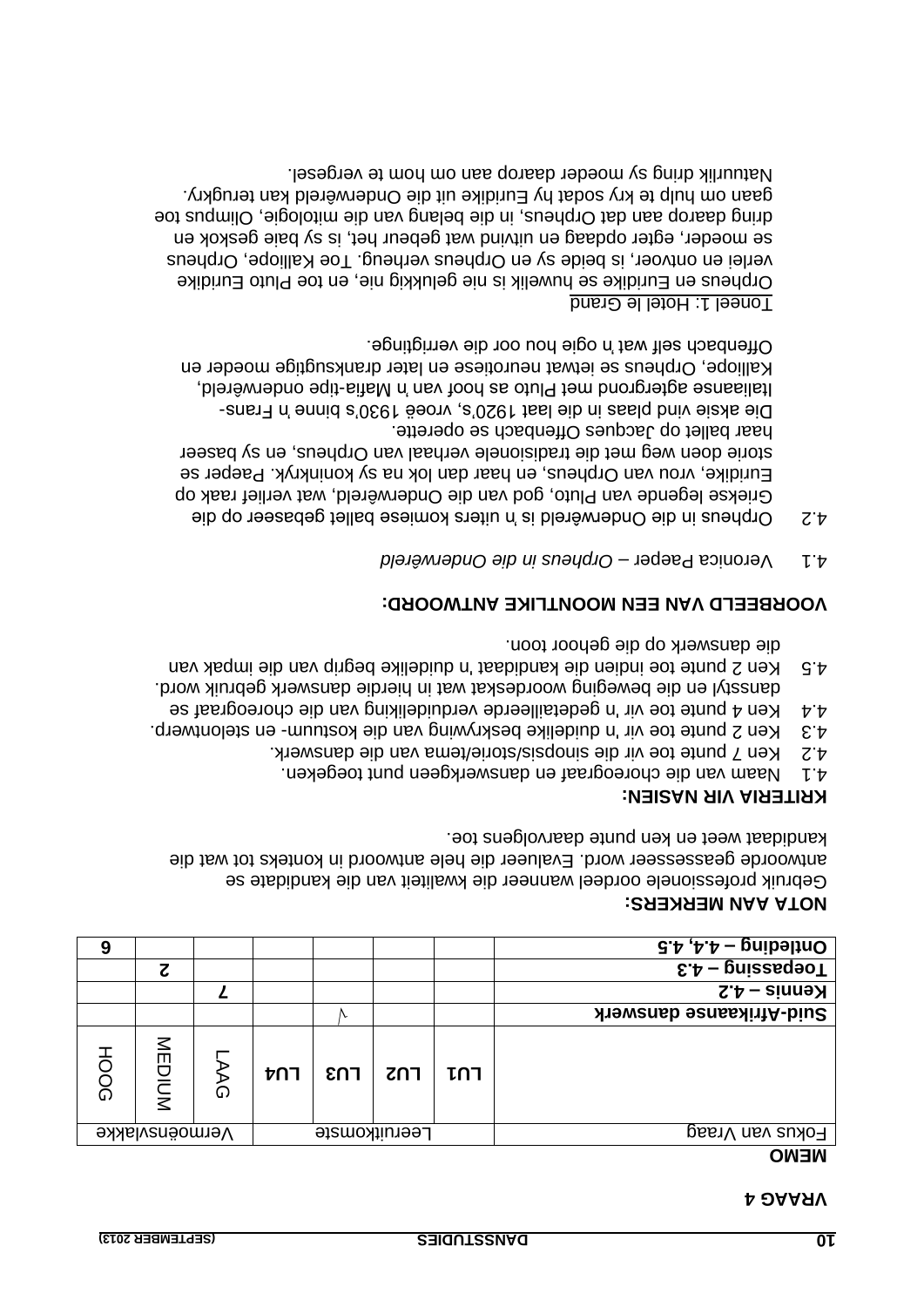# VRAAG 4

**MEMO**

| Fokus van Vraag | Leeruitkomste | | | | Vermoënsvlakke | | |
|---|---|---|---|---|---|---|---|
| | LU1 | LU2 | LU3 | LU4 | LAAG | MEDIUM | HOOG |
| **Suid-Afrikaanse danswerk** | | | √ | | | | |
| **Kennis – 4.2** | | | | | 7 | | |
| **Toepassing – 4.3** | | | | | | 2 | |
| **Ontleding – 4.4, 4.5** | | | | | | | 6 |

**NOTA AAN MERKERS:**

Gebruik professionele oordeel wanneer die kwaliteit van die kandidate se antwoorde geassesseer word. Evalueer die hele antwoord in konteks tot wat die kandidaat weet en ken punte daarvolgens toe.

**KRITERIA VIR NASIEN:**

4.1 Naam van die choreograaf en danswerk geen punt toegeken.
4.2 Ken 7 punte toe vir die sinopsis/storie/tema van die danswerk.
4.3 Ken 2 punte toe vir 'n duidelike beskrywing van die kostuum- en stelontwerp.
4.4 Ken 4 punte toe vir 'n gedetailleerde verduideliking van die choreograaf se dansstyl en die beweging woordeskat wat in hierdie danswerk gebruik word.
4.5 Ken 2 punte toe indien die kandidaat 'n duidelike begrip van die impak van die danswerk op die gehoor toon.

**VOORBEELD VAN EEN MOONTLIKE ANTWOORD:**

4.1 Veronica Paeper – *Orpheus in die Onderwêreld*

4.2 Orpheus in die Onderwêreld is 'n uiters komiese ballet gebaseer op die Griekse legende van Pluto, god van die Onderwêreld, wat verlief raak op Euridike, vrou van Orpheus, en haar dan lok na sy koninkryk. Paeper se storie doen weg met die tradisionele verhaal van Orpheus, en sy baseer haar ballet op Jacques Offenbach se operette.

Die aksie vind plaas in die laat 1920's, vroeë 1930's binne 'n Frans-Italiaanse agtergrond met Pluto as hoof van 'n Mafia-tipe onderwêreld, Kalliope, Orpheus se ietwat neurotiese en later dranksugtige moeder en Offenbach self wat 'n ogie hou oor die verrigtinge.

<u>Toneel 1: Hotel le Grand</u>

Orpheus en Euridike se huwelik is nie gelukkig nie, en toe Pluto Euridike verlei en ontvoer, is beide sy en Orpheus verheug. Toe Kalliope, Orpheus se moeder, egter opdaag en uitvind wat gebeur het, is sy baie geskok en dring daarop aan dat Orpheus, in die belang van die mitologie, Olimpus toe gaan om hulp te kry sodat hy Euridike uit die Onderwêreld kan terugkry. Natuurlik dring sy moeder daarop aan om hom te vergesel.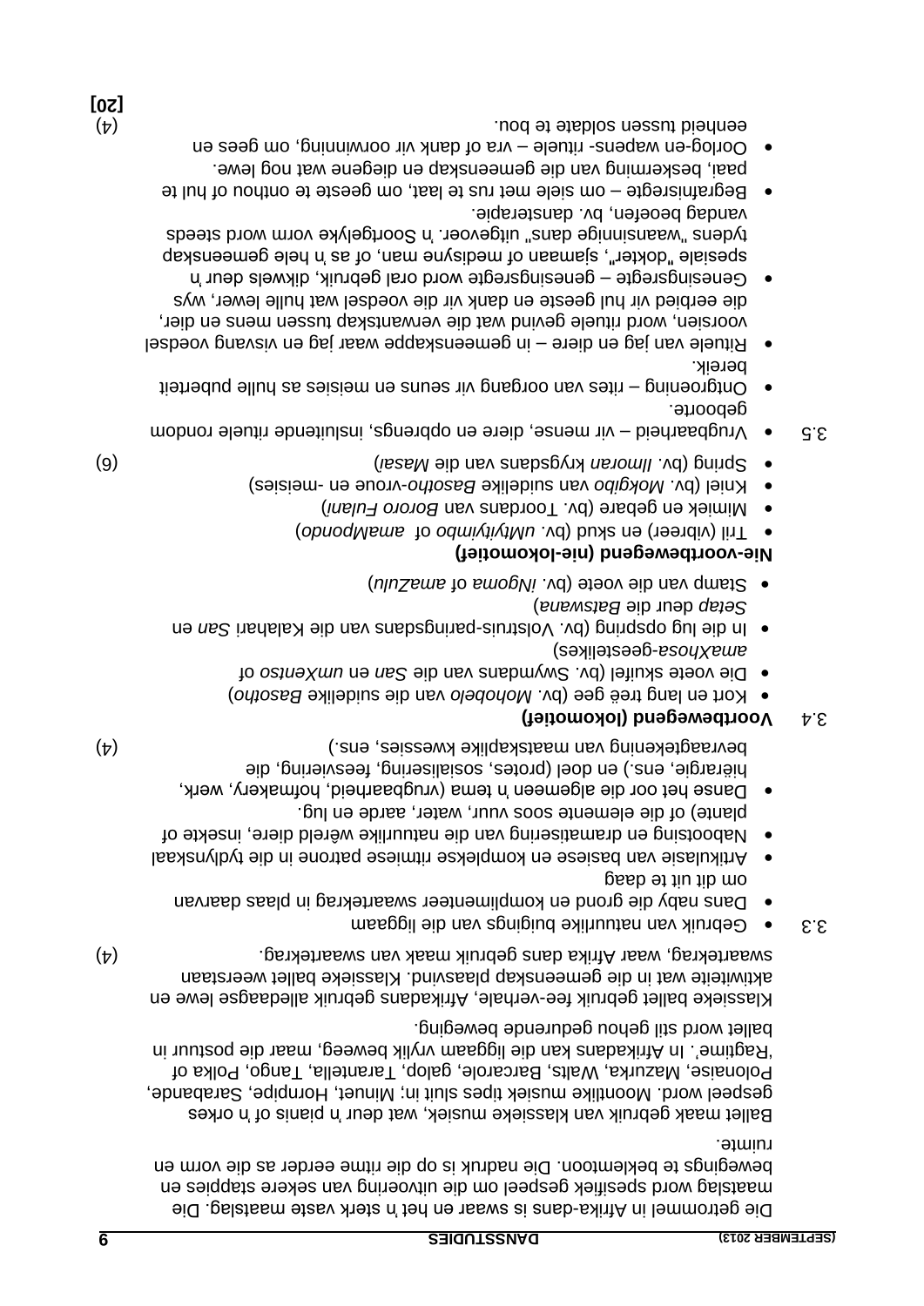Die getrommel in Afrika-dans is swaar en het 'n sterk vaste maatslag. Die maatslag word spesifiek gespeel om die uitvoering van sekere stappies en bewegings te beklemtoon. Die nadruk is op die ritme eerder as die vorm en ruimte.

Ballet maak gebruik van klassieke musiek, wat deur 'n pianis of 'n orkes gespeel word. Moontlike musiek tipes sluit in: Minuet, Hornpipe, Sarabande, Polonaise, Mazurka, Wals, Barcarole, galop, Tarantella, Tango, Polka of 'Ragtime'. In Afrikadans kan die liggaam vrylik beweeg, maar die postuur in ballet word stil gehou gedurende beweging.

Klassieke ballet gebruik fee-verhale, Afrikadans gebruik alledaagse lewe en aktiwiteite wat in die gemeenskap plaasvind. Klassieke ballet weerstaan swaartekrag, waar Afrika dans gebruik maak van swaartekrag. (4)

3.3
- Gebruik van natuurlike buigings van die liggaam
- Dans naby die grond en komplimenteer swaartekrag in plaas daarvan om dit uit te daag
- Artikulasie van basiese en komplekse ritmiese patrone in die tydlynskaal
- Nabootsing en dramatisering van die natuurlike wêreld diere, insekte of plante) of die elemente soos vuur, water, aarde en lug.
- Danse het oor die algemeen 'n tema (vrugbaarheid, hofmakery, werk, hiërargie, ens.) en doel (protes, sosialisering, feesviering, die bevraagtekening van maatskaplike kwessies, ens.) (4)

3.4 **Voortbewegend (lokomotief)**
- Kort en lang treë gee (bv. *Mohobelo* van die suidelike *Basotho*)
- Die voete skuifel (bv. Swymdans van die *San* en *umXentso* of *amaXhosa*-geestelikes)
- In die lug opspring (bv. Volstruis-paringsdans van die Kalahari *San* en *Setap* deur die *Batswana*)
- Stamp van die voete (bv. *iNgoma* of *amaZulu*)

**Nie-voortbewegend (nie-lokomotief)**
- Tril (vibreer) en skud (bv. *uMtyityimbo* of *amaMpondo*)
- Mimiek en gebare (bv. Toordans van *Bororo Fulani*)
- Kniel (bv. *Mokgibo* van suidelike *Basotho*-vroue en -meisies)
- Spring (bv. *Ilmoran* krygsdans van die *Masai*) (6)

3.5
- Vrugbaarheid – vir mense, diere en opbrengs, insluitende rituele rondom geboorte.
- Ontgroening – rites van oorgang vir seuns en meisies as hulle puberteit bereik.
- Rituele van jag en diere – in gemeenskappe waar jag en visvang voedsel voorsien, word rituele gevind wat die verwantskap tussen mens en dier, die eerbied vir hul geeste en dank vir die voedsel wat hulle lewer, wys
- Genesingsregte – genesingsregte word oral gebruik, dikwels deur 'n spesiale "dokter", sjamaan of medisyne man, of as 'n hele gemeenskap tydens "waansinnige dans" uitgevoer. 'n Soortgelyke vorm word steeds vandag beoefen, bv. dansterapie.
- Begrafnisregte – om siele met rus te laat, om geeste te onthou of hul te paai, beskerming van die gemeenskap en diegene wat nog lewe.
- Oorlog-en wapens- rituele – vra of dank vir oorwinning, om gees en eenheid tussen soldate te bou. (4)

**[20]**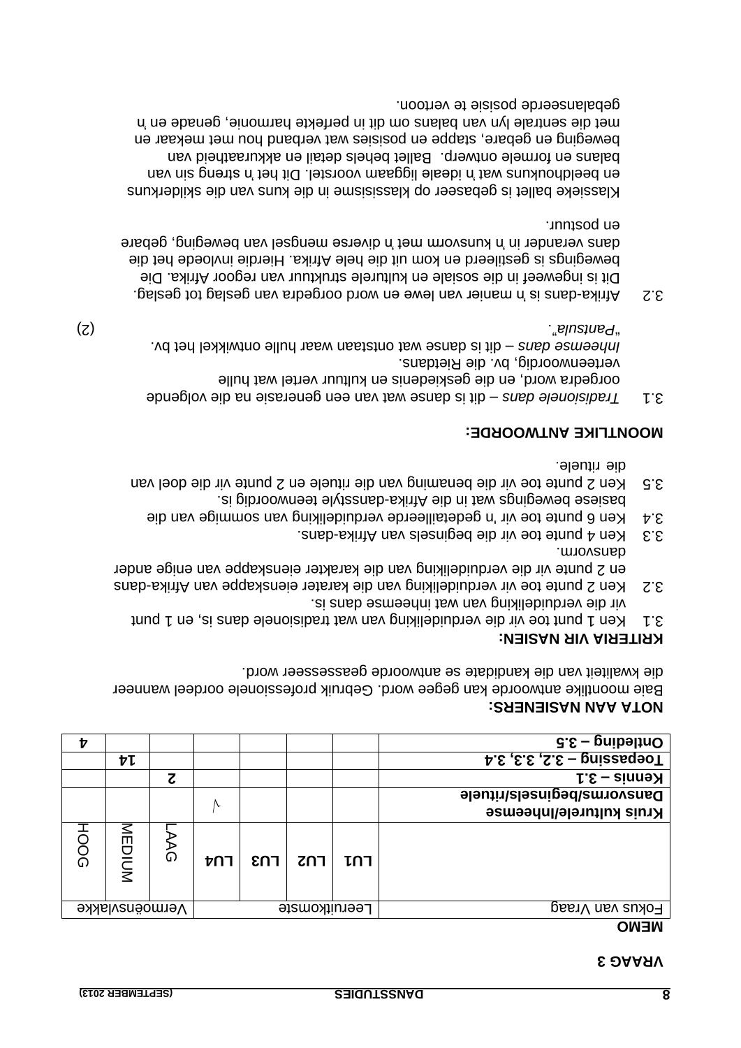# VRAAG 3

**MEMO**

| Fokus van Vraag | Leeruitkomste | | | | Vermoënsvlakke | | |
|---|---|---|---|---|---|---|---|
| | LU1 | LU2 | LU3 | LU4 | LAAG | MEDIUM | HOOG |
| **Kruis kulturele/inheemse Dansvorms/beginsels/rituele** | | | | √ | | | |
| **Kennis – 3.1** | | | | | 2 | | |
| **Toepassing – 3.2, 3.3, 3.4** | | | | | | **14** | |
| **Ontleding – 3.5** | | | | | | | **4** |

**NOTA AAN NASIENERS:**

Baie moontlike antwoorde kan gegee word. Gebruik professionele oordeel wanneer die kwaliteit van die kandidate se antwoorde geassesseer word.

**KRITERIA VIR NASIEN:**

3.1 Ken 1 punt toe vir die verduideliking van wat tradisionele dans is, en 1 punt vir die verduideliking van wat inheemse dans is.

3.2 Ken 2 punte toe vir verduideliking van die karakter eienskappe van Afrika-dans en 2 punte vir die verduideliking van die karakter eienskappe van enige ander dansvorm.

3.3 Ken 4 punte toe vir die beginsels van Afrika-dans.

3.4 Ken 6 punte toe vir 'n gedetailleerde verduideliking van sommige van die basiese bewegings wat in die Afrika-dansstyle teenwoordig is.

3.5 Ken 2 punte toe vir die benaming van die rituele en 2 punte vir die doel van die rituele.

**MOONTLIKE ANTWOORDE:**

3.1 *Tradisionele dans* – dit is danse wat van een generasie na die volgende oorgedra word, en die geskiedenis en kultuur vertel wat hulle verteenwoordig, bv. die Rietdans.
*Inheemse dans* – dit is danse wat ontstaan waar hulle ontwikkel het bv. "*Pantsula*". (2)

3.2 Afrika-dans is 'n manier van lewe en word oorgedra van geslag tot geslag. Dit is ingeweef in die sosiale en kulturele struktuur van regoor Afrika. Die bewegings is gestileerd en kom uit die hele Afrika. Hierdie invloede het die dans verander in 'n kunsvorm met 'n diverse mengsel van beweging, gebare en postuur.

Klassieke ballet is gebaseer op klassisisme in die kuns van die skilderkuns en beeldhoukuns wat 'n ideale liggaam voorstel. Dit het 'n streng sin van balans en formele ontwerp. Ballet behels detail en akkuraatheid van beweging en gebare, stappe en posisies wat verband hou met mekaar en met die sentrale lyn van balans om dit in perfekte harmonie, genade en 'n gebalanseerde posisie te vertoon.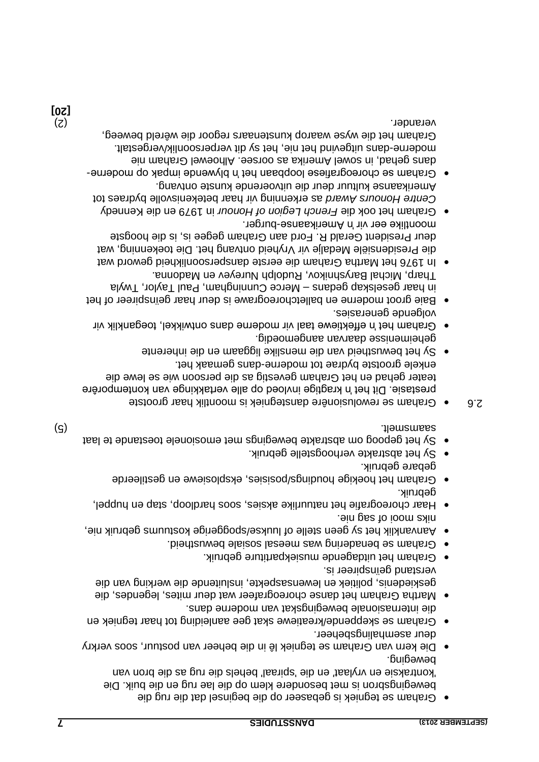- Graham se tegniek is gebaseer op die beginsel dat die rug die bewegingsbron is met besondere klem op die lae rug en die buik. Die 'kontraksie en vrylaat' en die 'spiraal' behels die rug as die bron van beweging.
- Die kern van Graham se tegniek lê in die beheer van postuur, soos verkry deur asemhalingsbeheer.
- Graham se skeppende/kreatiewe skat gee aanleiding tot haar tegniek en die internasionale bewegingskat van moderne dans.
- Martha Graham het danse choreografeer wat deur mites, legendes, die geskiedenis, politiek en lewensaspekte, insluitende die werking van die verstand geïnspireer is.
- Graham het uitdagende musiekpartiture gebruik.
- Graham se benadering was meesal sosiale bewustheid.
- Aanvanklik het sy geen stelle of luukse/spoggerige kostuums gebruik nie, niks mooi of sag nie.
- Haar choreografie het natuurlike aksies, soos hardloop, stap en huppel, gebruik.
- Graham het hoekige houdings/posisies, eksplosiewe en gestileerde gebare gebruik.
- Sy het abstrakte verhoogstelle gebruik.
- Sy het gepoog om abstrakte bewegings met emosionele toestande te laat saamsmelt. (5)

2.6
- Graham se rewolusionêre danstegniek is moontlik haar grootste prestasie. Dit het 'n kragtige invloed op alle vertakkinge van kontemporêre teater gehad en het Graham gevestig as die persoon wie se lewe die enkele grootste bydrae tot moderne-dans gemaak het.
- Sy het bewustheid van die menslike liggaam en die inherente geheimenisse daarvan aangemoedig.
- Graham het 'n effektiewe taal vir moderne dans ontwikkel, toeganklik vir volgende generasies.
- Baie groot moderne en balletchoreograwe is deur haar geïnspireer of het in haar geselskap gedans – Merce Cunningham, Paul Taylor, Twyla Tharp, Michail Baryshnikov, Rudolph Nureyev en Madonna.
- In 1976 het Martha Graham die eerste danspersoonlikheid geword wat die Presidensiële Medalje vir Vryheid ontvang het. Die toekenning, wat deur President Gerald R. Ford aan Graham gegee is, is die hoogste moontlike eer vir 'n Amerikaanse-burger.
- Graham het ook die *French Legion of Honour* in 1979 en die Kennedy *Centre Honours Award* as erkenning vir haar betekenisvolle bydraes tot Amerikaanse kultuur deur die uitvoerende kunste ontvang.
- Graham se choreografiese loopbaan het 'n blywende impak op moderne-dans gehad, in sowel Amerika as oorsee. Alhoewel Graham nie moderne-dans uitgevind het nie, het sy dit verpersoonlik/vergestalt. Graham het die wyse waarop kunstenaars regoor die wêreld beweeg, verander. (2)

**[20]**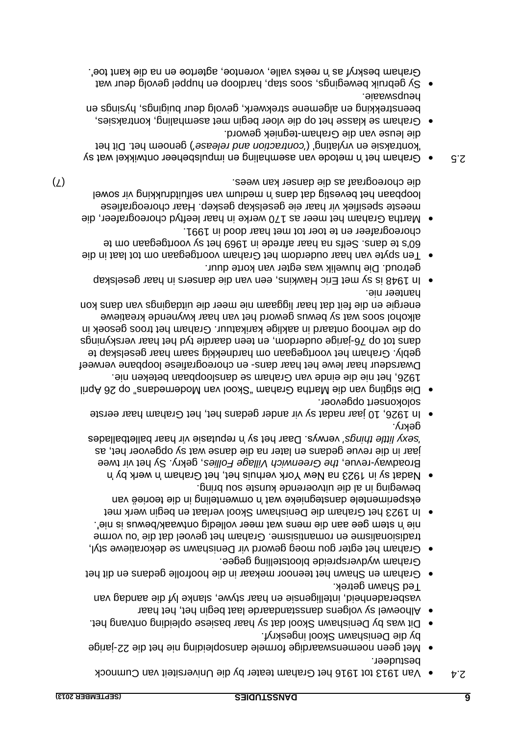2.4

- Van 1913 tot 1916 het Graham teater by die Universiteit van Cumnock bestudeer.
- Met geen noemenswaardige formele dansopleiding nie het die 22-jarige by die Denishawn Skool ingeskryf.
- Dit was by Denishawn Skool dat sy haar basiese opleiding ontvang het.
- Alhoewel sy volgens dansstandaarde laat begin het, het haar vasberadenheid, intelligensie en haar stywe, slanke lyf die aandag van Ted Shawn getrek.
- Graham en Shawn het teenoor mekaar in die hoofrolle gedans en dit het Graham wydverspreide blootstelling gegee.
- Graham het egter gou moeg geword vir Denishawn se dekoratiewe styl, tradisionalisme en romantisisme. Graham het gevoel dat die 'ou vorme nie 'n stem gee aan die mens wat meer volledig ontwaak/bewus is nie'.
- In 1923 het Graham die Denishawn Skool verlaat en begin werk met eksperimentele danstegnieke wat 'n omwenteling in die teorieë van beweging in al die uitvoerende kunste sou bring.
- Nadat sy in 1923 na New York verhuis het, het Graham 'n werk by 'n Broadway-revue, *the Greenwich Village Follies*, gekry. Sy het vir twee jaar in die revue gedans en later na die danse wat sy opgevoer het, as *'sexy little things'* verwys. Daar het sy 'n reputasie vir haar balletballades gekry.
- In 1926, 10 jaar nadat sy vir ander gedans het, het Graham haar eerste solokonsert opgevoer.
- Die stigting van die Martha Graham "Skool van Moderne dans" op 26 April 1926, het nie die einde van Graham se dansloopbaan beteken nie.
- Dwarsdeur haar lewe het haar dans- en choreografiese loopbane verweef gebly. Graham het voortgegaan om hardnekkig saam haar geselskap te dans tot op 76-jarige ouderdom, en teen daardie tyd het haar verskynings op die verhoog ontaard in aaklige karikatuur. Graham het troos gesoek in alkohol soos wat sy bewus geword het van haar kwynende kreatiewe energie en die feit dat haar liggaam nie meer die uitdagings van dans kon hanteer nie.
- In 1948 is sy met Eric Hawkins, een van die dansers in haar geselskap getroud. Die huwelik was egter van korte duur.
- Ten spyte van haar ouderdom het Graham voortgegaan om tot laat in die 60's te dans. Selfs na haar aftrede in 1969 het sy voortgegaan om te choreografeer en te toer tot met haar dood in 1991.
- Martha Graham het meer as 170 werke in haar leeftyd choreografeer, die meeste spesifiek vir haar eie geselskap geskep. Haar choreografiese loopbaan het bevestig dat dans 'n medium van selfuitdrukking vir sowel die choreograaf as die danser kan wees. (7)

2.5

- Graham het 'n metode van asemhaling en impulsbeheer ontwikkel wat sy 'kontraksie en vrylating' (*'contraction and release'*) genoem het. Dit het die leuse van die Graham-tegniek geword.
- Graham se klasse het op die vloer begin met asemhaling, kontraksies, beenstrekking en algemene strekwerk, gevolg deur buigings, hysings en heupswaaie.
- Sy gebruik bewegings, soos stap, hardloop en huppel gevolg deur wat Graham beskryf as 'n reeks valle, vorentoe, agtertoe en na die kant toe'.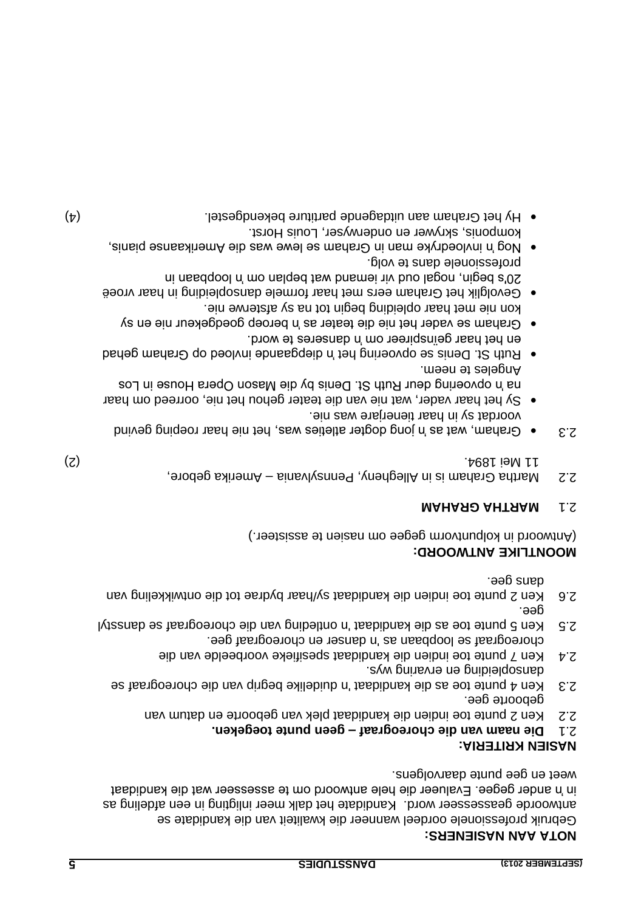**NOTA AAN NASIENERS:**

Gebruik professionele oordeel wanneer die kwaliteit van die kandidate se antwoorde geassesseer word. Kandidate het dalk meer inligting in een afdeling as in 'n ander gegee. Evalueer die hele antwoord om te assesseer wat die kandidaat weet en gee punte daarvolgens.

**NASIEN KRITERIA:**

2.1 **Die naam van die choreograaf – geen punte toegeken.**
2.2 Ken 2 punte toe indien die kandidaat plek van geboorte en datum van geboorte gee.
2.3 Ken 4 punte toe as die kandidaat 'n duidelike begrip van die choreograaf se dansopleiding en ervaring wys.
2.4 Ken 7 punte toe indien die kandidaat spesifieke voorbeelde van die choreograaf se loopbaan as 'n danser en choreograaf gee.
2.5 Ken 5 punte toe as die kandidaat 'n ontleding van die choreograaf se dansstyl gee.
2.6 Ken 2 punte toe indien die kandidaat sy/haar bydrae tot die ontwikkeling van dans gee.

**MOONTLIKE ANTWOORD:**

(Antwoord in kolpuntvorm gegee om nasien te assisteer.)

2.1 **MARTHA GRAHAM**

2.2 Martha Graham is in Allegheny, Pennsylvania – Amerika gebore, 11 Mei 1894. (2)

2.3
- Graham, wat as 'n jong dogter atleties was, het nie haar roeping gevind voordat sy in haar tienerjare was nie.
- Sy het haar vader, wat nie van die teater gehou het nie, oorreed om haar na 'n opvoering deur Ruth St. Denis by die Mason Opera House in Los Angeles te neem.
- Ruth St. Denis se opvoering het 'n diepgaande invloed op Graham gehad en het haar geïnspireer om 'n danseres te word.
- Graham se vader het nie die teater as 'n beroep goedgekeur nie en sy kon nie met haar opleiding begin tot na sy afsterwe nie.
- Gevolglik het Graham eers met haar formele dansopleiding in haar vroeë 20's begin, nogal oud vir iemand wat beplan om 'n loopbaan in professionele dans te volg.
- Nog 'n invloedryke man in Graham se lewe was die Amerikaanse pianis, komponis, skrywer en onderwyser, Louis Horst.
- Hy het Graham aan uitdagende partiture bekendgestel. (4)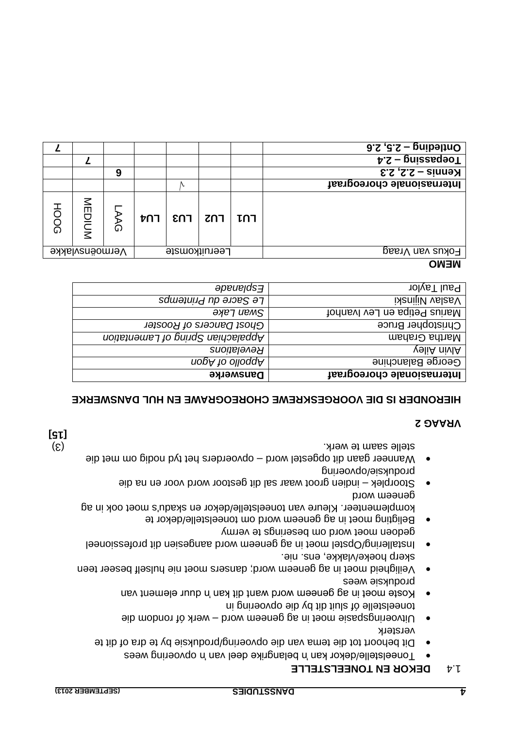**1.4 DEKOR EN TONEELSTELLE**

- Toneelstelle/dekor kan 'n belangrike deel van 'n opvoering wees
- Dit behoort tot die tema van die opvoering/produksie by te dra of dit te versterk
- Uitvoeringspasie moet in ag geneem word – werk óf rondom die toneelstelle óf sluit dit by die opvoering in
- Koste moet in ag geneem word want dit kan 'n duur element van produksie wees
- Veiligheid moet in ag geneem word; dansers moet nie hulself beseer teen skerp hoeke/vlakke, ens. nie.
- Installering/Opstel moet in ag geneem word aangesien dit professioneel gedoen moet word om beserings te vermy
- Beligting moet in ag geneem word om toneelstelle/dekor te komplementeer. Kleure van toneelstelle/dekor en skadu's moet ook in ag geneem word
- Stoorplek – indien groot waar sal dit gestoor word voor en na die produksie/opvoering
- Wanneer gaan dit opgestel word – opvoerders het tyd nodig om met die stelle saam te werk. (3)

**[15]**

## VRAAG 2

**HIERONDER IS DIE VOORGESKREWE CHOREOGRAWE EN HUL DANSWERKE**

| Internasionale choreograaf | Danswerke |
|---|---|
| George Balanchine | *Appollo of Agon* |
| Alvin Ailey | *Revelations* |
| Martha Graham | *Appalachian Spring of Lamentation* |
| Christopher Bruce | *Ghost Dancers of Rooster* |
| Marius Petipa en Lev Ivanhof | *Swan Lake* |
| Vaslav Nijinski | *Le Sacre du Printemps* |
| Paul Taylor | *Esplanade* |

**MEMO**

| Fokus van Vraag | Leeruitkomste | | | | Vermoënsvlakke | | |
|---|---|---|---|---|---|---|---|
| | LU1 | LU2 | LU3 | LU4 | LAAG | MEDIUM | HOOG |
| **Internasionale choreograaf** | | | √ | | | | |
| **Kennis – 2.2, 2.3** | | | | | 6 | | |
| **Toepassing – 2.4** | | | | | | 7 | |
| **Ontleding – 2.5, 2.6** | | | | | | | 7 |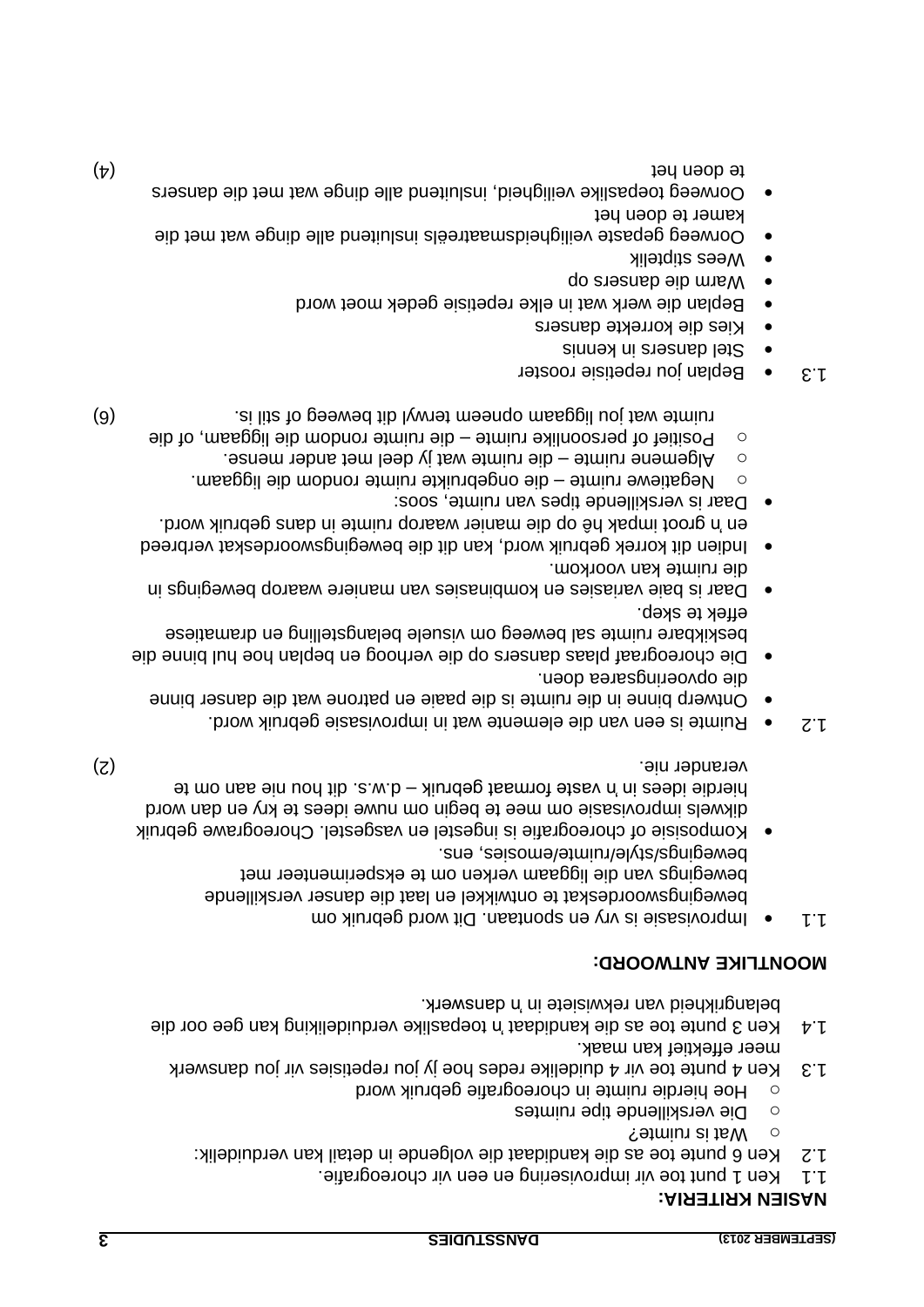**NASIEN KRITERIA:**

1.1 Ken 1 punt toe vir improvisering en een vir choreografie.

1.2 Ken 6 punte toe as die kandidaat die volgende in detail kan verduidelik:

- ○ Wat is ruimte?
- ○ Die verskillende tipe ruimtes
- ○ Hoe hierdie ruimte in choreografie gebruik word

1.3 Ken 4 punte toe vir 4 duidelike redes hoe jy jou repetisies vir jou danswerk meer effektief kan maak.

1.4 Ken 3 punte toe as die kandidaat 'n toepaslike verduideliking kan gee oor die belangrikheid van rekwisiete in 'n danswerk.

**MOONTLIKE ANTWOORD:**

1.1
- Improvisasie is vry en spontaan. Dit word gebruik om bewegingswoordeskat te ontwikkel en laat die danser verskillende bewegings van die liggaam verken om te eksperimenteer met bewegings/style/ruimte/emosies, ens.
- Komposisie of choreografie is ingestel en vasgestel. Choreograwe gebruik dikwels improvisasie om mee te begin om nuwe idees te kry en dan word hierdie idees in 'n vaste formaat gebruik – d.w.s. dit hou nie aan om te verander nie. (2)

1.2
- Ruimte is een van die elemente wat in improvisasie gebruik word.
- Ontwerp binne in die ruimte is die paaie en patrone wat die danser binne die opvoeringsarea doen.
- Die choreograaf plaas dansers op die verhoog en beplan hoe hul binne die beskikbare ruimte sal beweeg om visuele belangstelling en dramatiese effek te skep.
- Daar is baie variasies en kombinasies van maniere waarop bewegings in die ruimte kan voorkom.
- Indien dit korrek gebruik word, kan dit die bewegingswoordeskat verbreed en 'n groot impak hê op die manier waarop ruimte in dans gebruik word.
- Daar is verskillende tipes van ruimte, soos:
  - ○ Negatiewe ruimte – die ongebruikte ruimte rondom die liggaam.
  - ○ Algemene ruimte – die ruimte wat jy deel met ander mense.
  - ○ Positief of persoonlike ruimte – die ruimte rondom die liggaam, of die ruimte wat jou liggaam opneem terwyl dit beweeg of stil is. (6)

1.3
- Beplan jou repetisie rooster
- Stel dansers in kennis
- Kies die korrekte dansers
- Beplan die werk wat in elke repetisie gedek moet word
- Warm die dansers op
- Wees stiptelik
- Oorweeg gepaste veiligheidsmaatreëls insluitend alle dinge wat met die kamer te doen het
- Oorweeg toepaslike veiligheid, insluitend alle dinge wat met die dansers te doen het (4)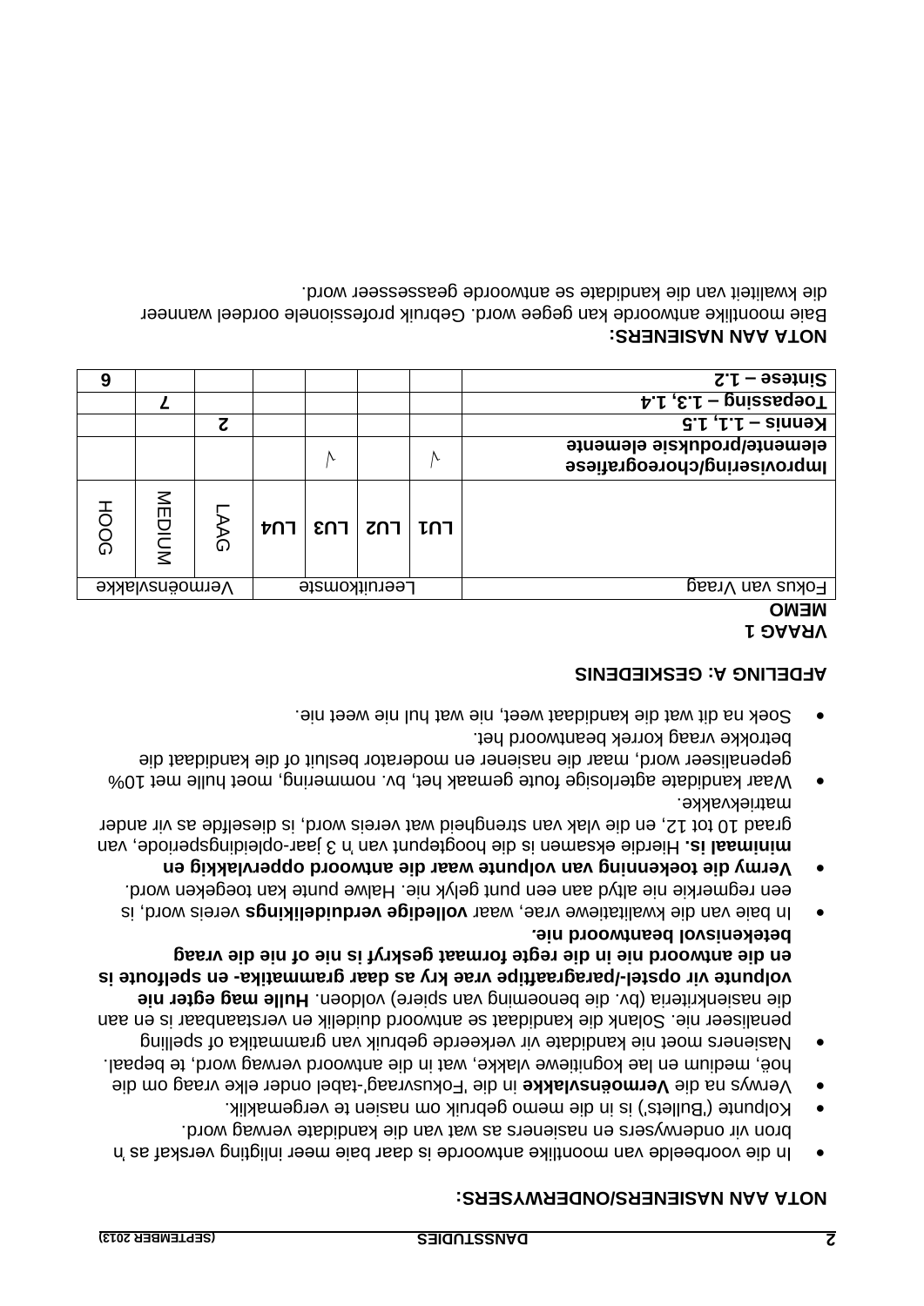**NOTA AAN NASIENERS/ONDERWYSERS:**

- In die voorbeelde van moontlike antwoorde is daar baie meer inligting verskaf as 'n bron vir onderwysers en nasieners as wat van die kandidate verwag word.
- Kolpunte ('Bullets') is in die memo gebruik om nasien te vergemaklik.
- Verwys na die **Vermoënsvlakke** in die 'Fokusvraag'-tabel onder elke vraag om die hoë, medium en lae kognitiewe vlakke, wat in die antwoord verwag word, te bepaal.
- Nasieners moet nie kandidate vir verkeerde gebruik van grammatika of spelling penaliseer nie. Solank die kandidaat se antwoord duidelik en verstaanbaar is en aan die nasienkriteria (bv. die benoeming van spiere) voldoen. **Hulle mag egter nie volpunte vir opstel-/paragraftiptiewe vrae kry as daar grammatika- en spelfoute is en die antwoord nie in die regte formaat geskryf is nie of nie die vraag betekenisvol beantwoord nie.**
- In baie van die kwalitatiewe vrae, waar **volledige verduidelikings** vereis word, is een regmerkie nie altyd aan een punt gelyk nie. Halwe punte kan toegeken word.
- **Vermy die toekenning van volpunte waar die antwoord oppervlakkig en minimaal is.** Hierdie eksamen is die hoogtepunt van 'n 3 jaar-opleidingsperiode, van graad 10 tot 12, en die vlak van strengheid wat vereis word, is dieselfde as vir ander matriekvakke.
- Waar kandidate agterlosige foute gemaak het, bv. nommering, moet hulle met 10% gepenaliseer word, maar die nasiener en moderator besluit of die kandidaat die betrokke vraag korrek beantwoord het.
- Soek na dit wat die kandidaat weet, nie wat hul nie weet nie.

## AFDELING A: GESKIEDENIS

### VRAAG 1

**MEMO**

| Fokus van Vraag | Leeruitkomste | | | | Vermoënsvlakke | | |
|---|---|---|---|---|---|---|---|
| | LU1 | LU2 | LU3 | LU4 | LAAG | MEDIUM | HOOG |
| **Improvisering/choreografiese elemente/produksie elemente** | √ | | √ | | | | |
| **Kennis – 1.1, 1.5** | | | | | **2** | | |
| **Toepassing – 1.3, 1.4** | | | | | | **7** | |
| **Sintese – 1.2** | | | | | | | **6** |

**NOTA AAN NASIENERS:**

Baie moontlike antwoorde kan gegee word. Gebruik professionele oordeel wanneer die kwaliteit van die kandidate se antwoorde geassesseer word.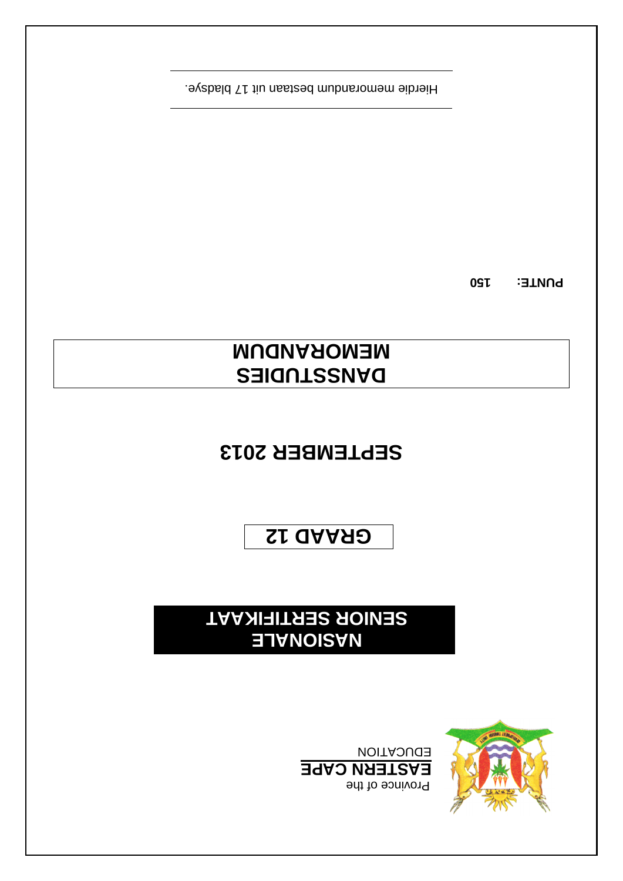Province of the
**EASTERN CAPE**
EDUCATION

# NASIONALE SENIOR SERTIFIKAAT

# GRAAD 12

# SEPTEMBER 2013

# DANSSTUDIES MEMORANDUM

**PUNTE: 150**

Hierdie memorandum bestaan uit 17 bladsye.